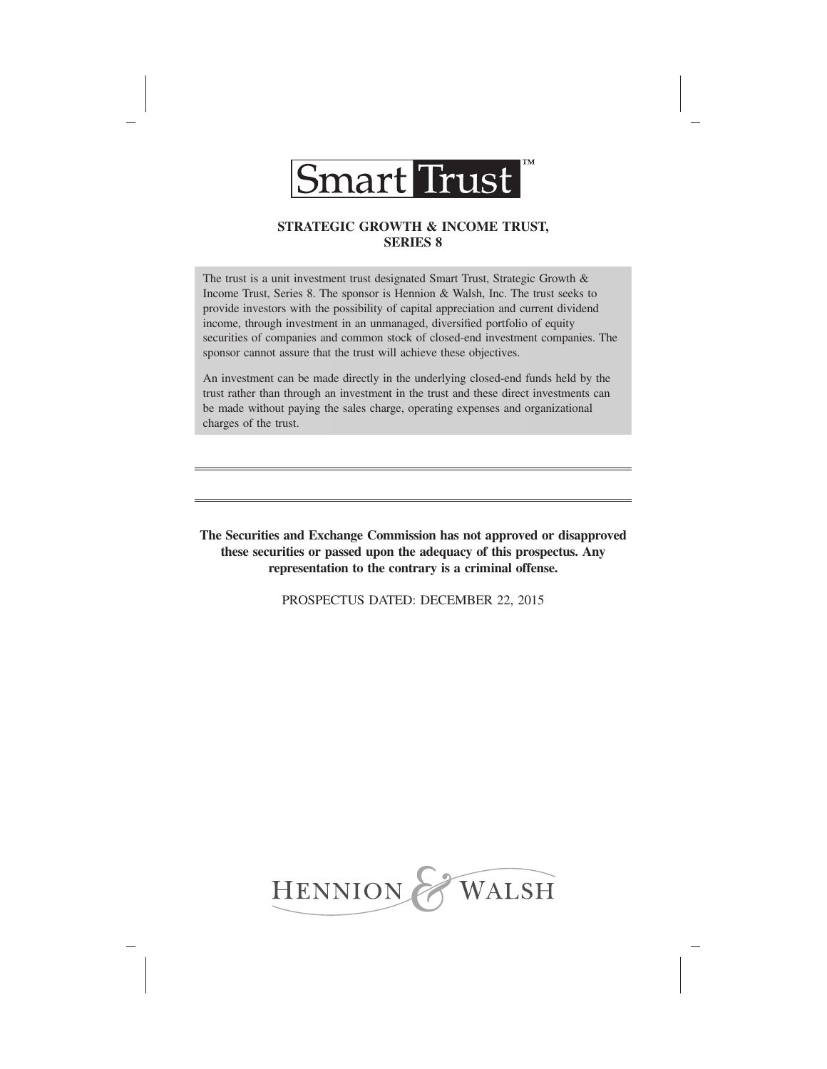# Smart Trust™

## STRATEGIC GROWTH & INCOME TRUST, SERIES 8

The trust is a unit investment trust designated Smart Trust, Strategic Growth & Income Trust, Series 8. The sponsor is Hennion & Walsh, Inc. The trust seeks to provide investors with the possibility of capital appreciation and current dividend income, through investment in an unmanaged, diversified portfolio of equity securities of companies and common stock of closed-end investment companies. The sponsor cannot assure that the trust will achieve these objectives.

An investment can be made directly in the underlying closed-end funds held by the trust rather than through an investment in the trust and these direct investments can be made without paying the sales charge, operating expenses and organizational charges of the trust.

---

**The Securities and Exchange Commission has not approved or disapproved these securities or passed upon the adequacy of this prospectus. Any representation to the contrary is a criminal offense.**

PROSPECTUS DATED: DECEMBER 22, 2015

HENNION & WALSH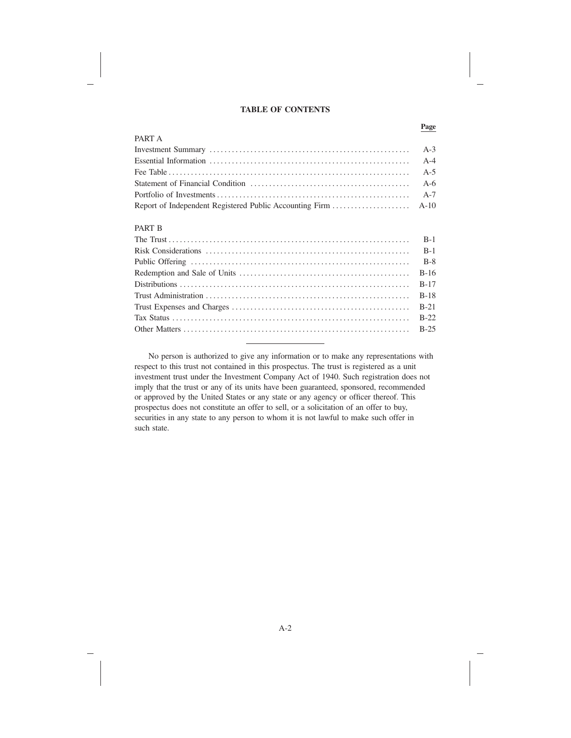## TABLE OF CONTENTS

| | Page |
|---|---|
| PART A | |
| Investment Summary | A-3 |
| Essential Information | A-4 |
| Fee Table | A-5 |
| Statement of Financial Condition | A-6 |
| Portfolio of Investments | A-7 |
| Report of Independent Registered Public Accounting Firm | A-10 |
| PART B | |
| The Trust | B-1 |
| Risk Considerations | B-1 |
| Public Offering | B-8 |
| Redemption and Sale of Units | B-16 |
| Distributions | B-17 |
| Trust Administration | B-18 |
| Trust Expenses and Charges | B-21 |
| Tax Status | B-22 |
| Other Matters | B-25 |

---

No person is authorized to give any information or to make any representations with respect to this trust not contained in this prospectus. The trust is registered as a unit investment trust under the Investment Company Act of 1940. Such registration does not imply that the trust or any of its units have been guaranteed, sponsored, recommended or approved by the United States or any state or any agency or officer thereof. This prospectus does not constitute an offer to sell, or a solicitation of an offer to buy, securities in any state to any person to whom it is not lawful to make such offer in such state.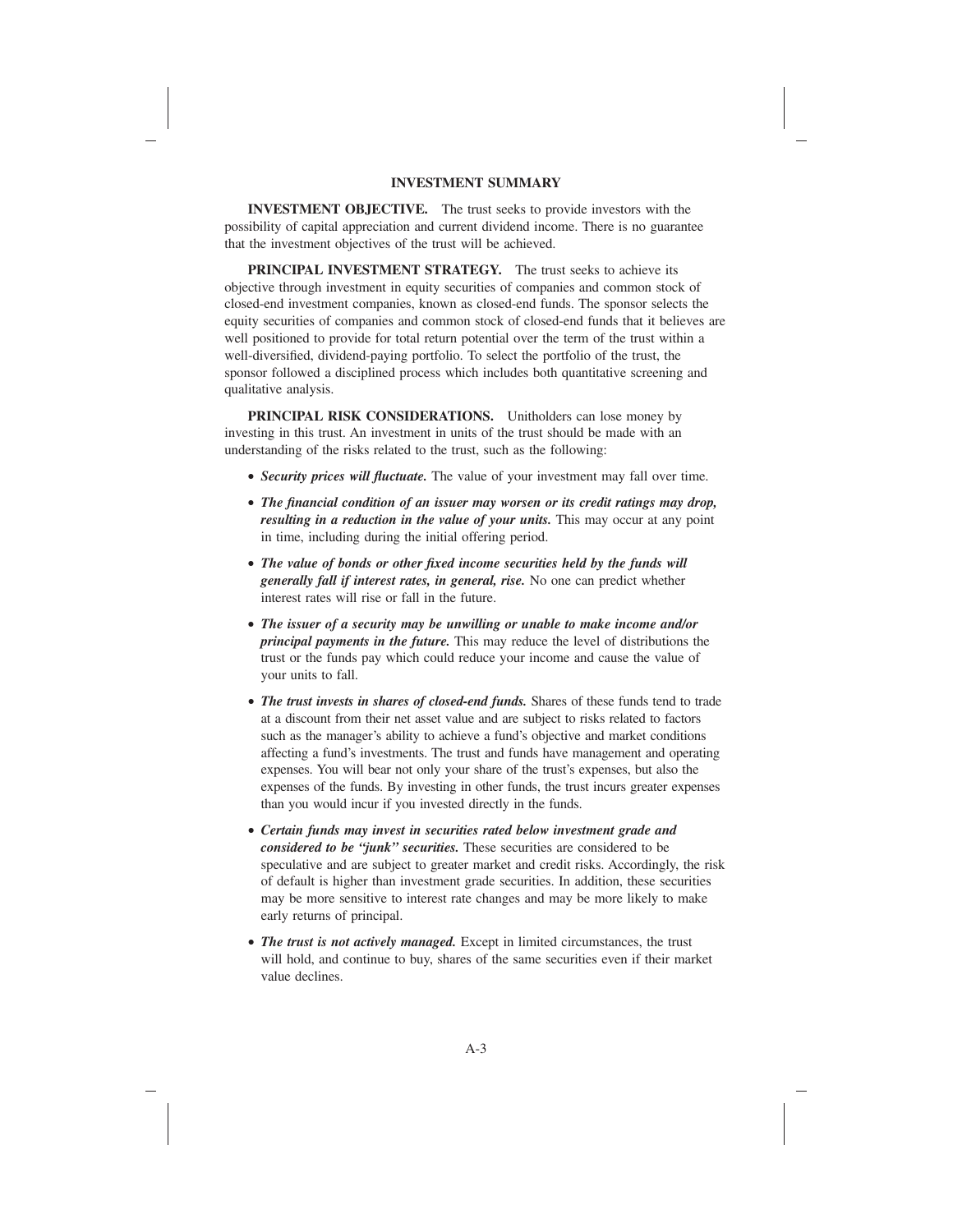## INVESTMENT SUMMARY

**INVESTMENT OBJECTIVE.** The trust seeks to provide investors with the possibility of capital appreciation and current dividend income. There is no guarantee that the investment objectives of the trust will be achieved.

**PRINCIPAL INVESTMENT STRATEGY.** The trust seeks to achieve its objective through investment in equity securities of companies and common stock of closed-end investment companies, known as closed-end funds. The sponsor selects the equity securities of companies and common stock of closed-end funds that it believes are well positioned to provide for total return potential over the term of the trust within a well-diversified, dividend-paying portfolio. To select the portfolio of the trust, the sponsor followed a disciplined process which includes both quantitative screening and qualitative analysis.

**PRINCIPAL RISK CONSIDERATIONS.** Unitholders can lose money by investing in this trust. An investment in units of the trust should be made with an understanding of the risks related to the trust, such as the following:

- ***Security prices will fluctuate.*** The value of your investment may fall over time.
- ***The financial condition of an issuer may worsen or its credit ratings may drop, resulting in a reduction in the value of your units.*** This may occur at any point in time, including during the initial offering period.
- ***The value of bonds or other fixed income securities held by the funds will generally fall if interest rates, in general, rise.*** No one can predict whether interest rates will rise or fall in the future.
- ***The issuer of a security may be unwilling or unable to make income and/or principal payments in the future.*** This may reduce the level of distributions the trust or the funds pay which could reduce your income and cause the value of your units to fall.
- ***The trust invests in shares of closed-end funds.*** Shares of these funds tend to trade at a discount from their net asset value and are subject to risks related to factors such as the manager's ability to achieve a fund's objective and market conditions affecting a fund's investments. The trust and funds have management and operating expenses. You will bear not only your share of the trust's expenses, but also the expenses of the funds. By investing in other funds, the trust incurs greater expenses than you would incur if you invested directly in the funds.
- ***Certain funds may invest in securities rated below investment grade and considered to be "junk" securities.*** These securities are considered to be speculative and are subject to greater market and credit risks. Accordingly, the risk of default is higher than investment grade securities. In addition, these securities may be more sensitive to interest rate changes and may be more likely to make early returns of principal.
- ***The trust is not actively managed.*** Except in limited circumstances, the trust will hold, and continue to buy, shares of the same securities even if their market value declines.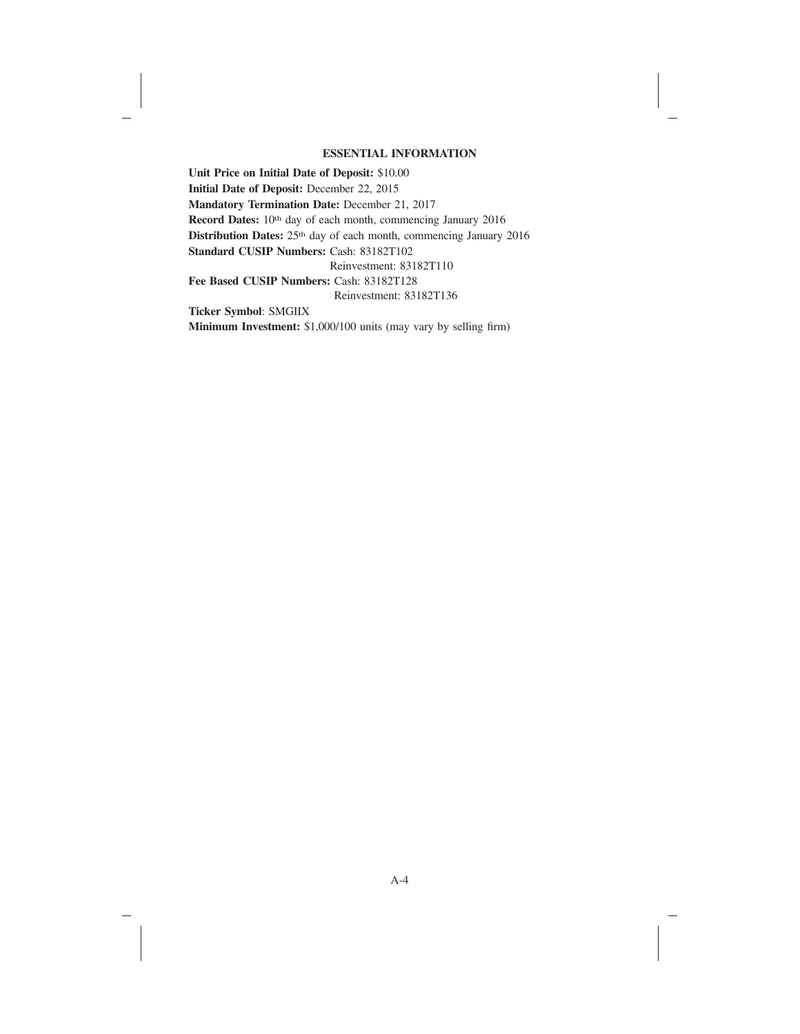## ESSENTIAL INFORMATION

**Unit Price on Initial Date of Deposit:** $10.00

**Initial Date of Deposit:** December 22, 2015

**Mandatory Termination Date:** December 21, 2017

**Record Dates:** 10th day of each month, commencing January 2016

**Distribution Dates:** 25th day of each month, commencing January 2016

**Standard CUSIP Numbers:** Cash: 83182T102
Reinvestment: 83182T110

**Fee Based CUSIP Numbers:** Cash: 83182T128
Reinvestment: 83182T136

**Ticker Symbol**: SMGIIX

**Minimum Investment:** $1,000/100 units (may vary by selling firm)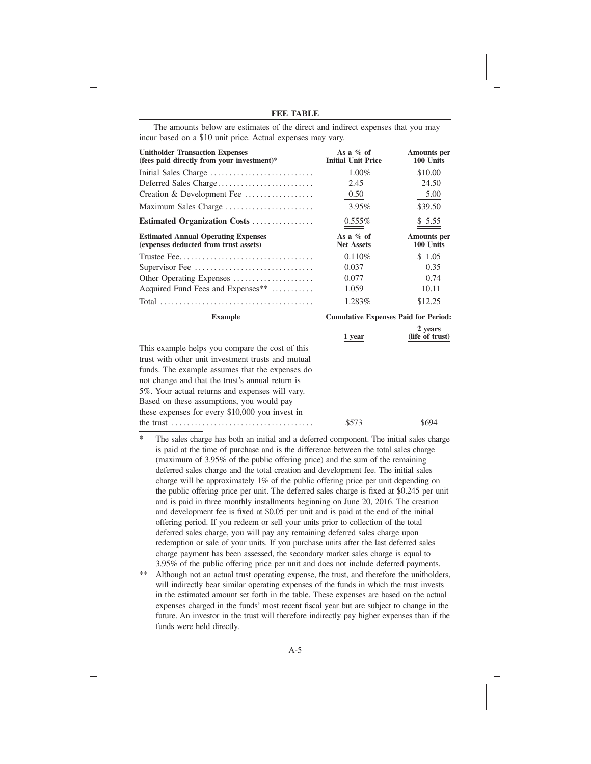## FEE TABLE

The amounts below are estimates of the direct and indirect expenses that you may incur based on a $10 unit price. Actual expenses may vary.

| **Unitholder Transaction Expenses (fees paid directly from your investment)*** | **As a % of Initial Unit Price** | **Amounts per 100 Units** |
|---|---|---|
| Initial Sales Charge | 1.00% | $10.00 |
| Deferred Sales Charge | 2.45 | 24.50 |
| Creation & Development Fee | 0.50 | 5.00 |
| Maximum Sales Charge | 3.95% | $39.50 |
| **Estimated Organization Costs** | 0.555% | $ 5.55 |
| **Estimated Annual Operating Expenses (expenses deducted from trust assets)** | **As a % of Net Assets** | **Amounts per 100 Units** |
| Trustee Fee | 0.110% | $ 1.05 |
| Supervisor Fee | 0.037 | 0.35 |
| Other Operating Expenses | 0.077 | 0.74 |
| Acquired Fund Fees and Expenses** | 1.059 | 10.11 |
| Total | 1.283% | $12.25 |

| **Example** | **Cumulative Expenses Paid for Period:** | |
|---|---|---|
| | **1 year** | **2 years (life of trust)** |
| This example helps you compare the cost of this trust with other unit investment trusts and mutual funds. The example assumes that the expenses do not change and that the trust's annual return is 5%. Your actual returns and expenses will vary. Based on these assumptions, you would pay these expenses for every $10,000 you invest in the trust | $573 | $694 |

\* The sales charge has both an initial and a deferred component. The initial sales charge is paid at the time of purchase and is the difference between the total sales charge (maximum of 3.95% of the public offering price) and the sum of the remaining deferred sales charge and the total creation and development fee. The initial sales charge will be approximately 1% of the public offering price per unit depending on the public offering price per unit. The deferred sales charge is fixed at $0.245 per unit and is paid in three monthly installments beginning on June 20, 2016. The creation and development fee is fixed at $0.05 per unit and is paid at the end of the initial offering period. If you redeem or sell your units prior to collection of the total deferred sales charge, you will pay any remaining deferred sales charge upon redemption or sale of your units. If you purchase units after the last deferred sales charge payment has been assessed, the secondary market sales charge is equal to 3.95% of the public offering price per unit and does not include deferred payments.

\** Although not an actual trust operating expense, the trust, and therefore the unitholders, will indirectly bear similar operating expenses of the funds in which the trust invests in the estimated amount set forth in the table. These expenses are based on the actual expenses charged in the funds' most recent fiscal year but are subject to change in the future. An investor in the trust will therefore indirectly pay higher expenses than if the funds were held directly.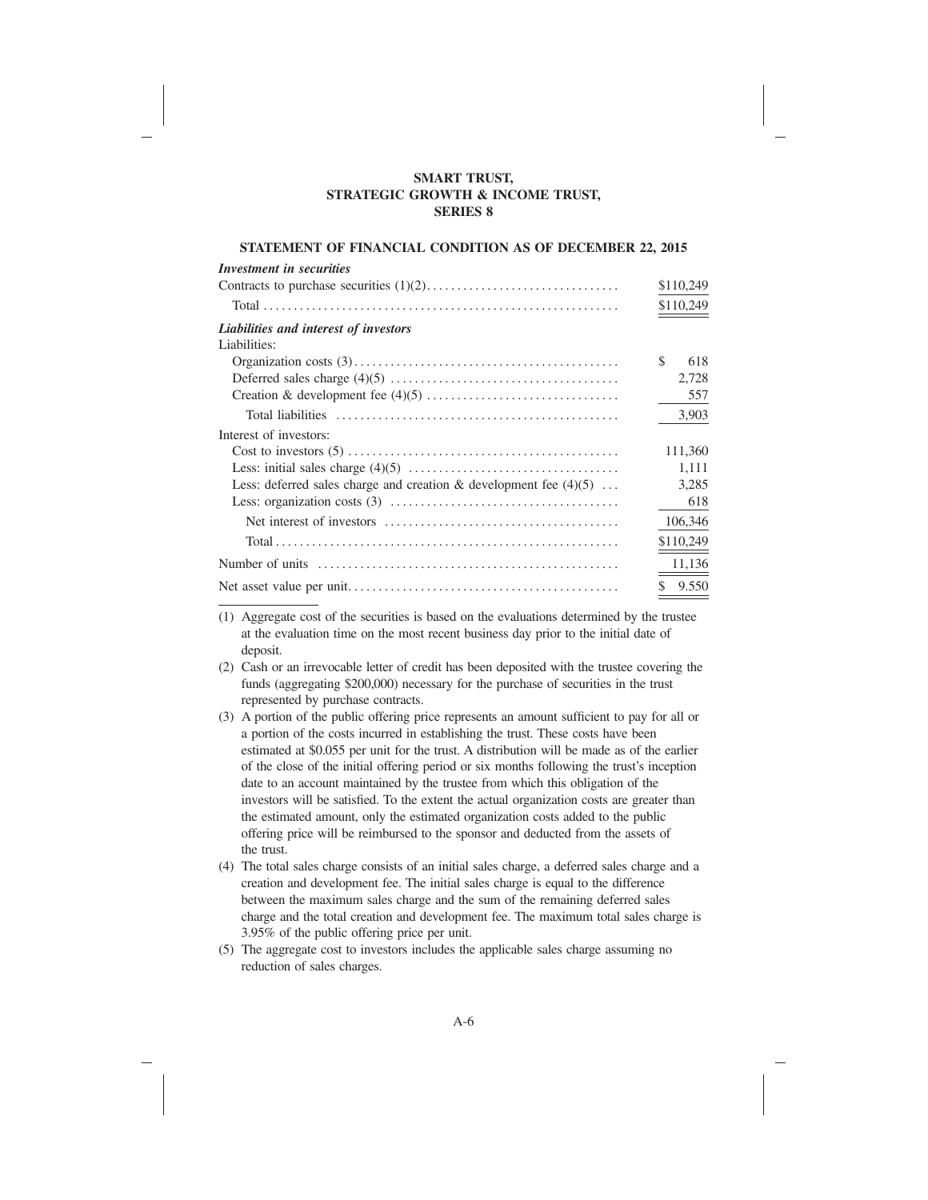**SMART TRUST,**
**STRATEGIC GROWTH & INCOME TRUST,**
**SERIES 8**

**STATEMENT OF FINANCIAL CONDITION AS OF DECEMBER 22, 2015**

| | |
|---|---|
| ***Investment in securities*** | |
| Contracts to purchase securities (1)(2) | $110,249 |
| Total | $110,249 |
| ***Liabilities and interest of investors*** | |
| Liabilities: | |
| Organization costs (3) | $ 618 |
| Deferred sales charge (4)(5) | 2,728 |
| Creation & development fee (4)(5) | 557 |
| Total liabilities | 3,903 |
| Interest of investors: | |
| Cost to investors (5) | 111,360 |
| Less: initial sales charge (4)(5) | 1,111 |
| Less: deferred sales charge and creation & development fee (4)(5) | 3,285 |
| Less: organization costs (3) | 618 |
| Net interest of investors | 106,346 |
| Total | $110,249 |
| Number of units | 11,136 |
| Net asset value per unit | $ 9.550 |

(1) Aggregate cost of the securities is based on the evaluations determined by the trustee at the evaluation time on the most recent business day prior to the initial date of deposit.

(2) Cash or an irrevocable letter of credit has been deposited with the trustee covering the funds (aggregating $200,000) necessary for the purchase of securities in the trust represented by purchase contracts.

(3) A portion of the public offering price represents an amount sufficient to pay for all or a portion of the costs incurred in establishing the trust. These costs have been estimated at $0.055 per unit for the trust. A distribution will be made as of the earlier of the close of the initial offering period or six months following the trust's inception date to an account maintained by the trustee from which this obligation of the investors will be satisfied. To the extent the actual organization costs are greater than the estimated amount, only the estimated organization costs added to the public offering price will be reimbursed to the sponsor and deducted from the assets of the trust.

(4) The total sales charge consists of an initial sales charge, a deferred sales charge and a creation and development fee. The initial sales charge is equal to the difference between the maximum sales charge and the sum of the remaining deferred sales charge and the total creation and development fee. The maximum total sales charge is 3.95% of the public offering price per unit.

(5) The aggregate cost to investors includes the applicable sales charge assuming no reduction of sales charges.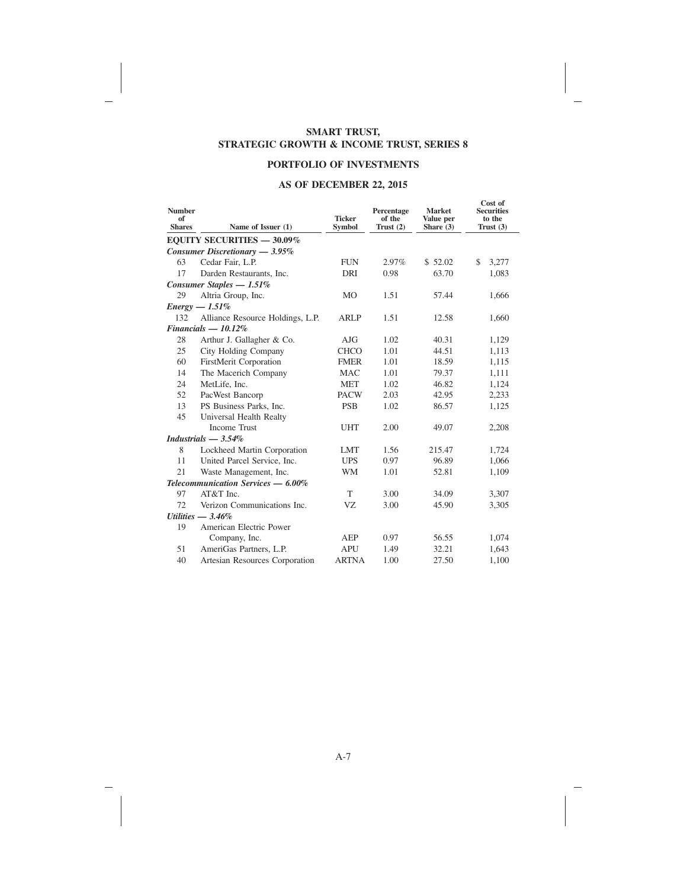# SMART TRUST,
# STRATEGIC GROWTH & INCOME TRUST, SERIES 8

## PORTFOLIO OF INVESTMENTS

## AS OF DECEMBER 22, 2015

| Number of Shares | Name of Issuer (1) | Ticker Symbol | Percentage of the Trust (2) | Market Value per Share (3) | Cost of Securities to the Trust (3) |
|---|---|---|---|---|---|
| | **EQUITY SECURITIES — 30.09%** | | | | |
| | ***Consumer Discretionary — 3.95%*** | | | | |
| 63 | Cedar Fair, L.P. | FUN | 2.97% | $ 52.02 | $ 3,277 |
| 17 | Darden Restaurants, Inc. | DRI | 0.98 | 63.70 | 1,083 |
| | ***Consumer Staples — 1.51%*** | | | | |
| 29 | Altria Group, Inc. | MO | 1.51 | 57.44 | 1,666 |
| | ***Energy — 1.51%*** | | | | |
| 132 | Alliance Resource Holdings, L.P. | ARLP | 1.51 | 12.58 | 1,660 |
| | ***Financials — 10.12%*** | | | | |
| 28 | Arthur J. Gallagher & Co. | AJG | 1.02 | 40.31 | 1,129 |
| 25 | City Holding Company | CHCO | 1.01 | 44.51 | 1,113 |
| 60 | FirstMerit Corporation | FMER | 1.01 | 18.59 | 1,115 |
| 14 | The Macerich Company | MAC | 1.01 | 79.37 | 1,111 |
| 24 | MetLife, Inc. | MET | 1.02 | 46.82 | 1,124 |
| 52 | PacWest Bancorp | PACW | 2.03 | 42.95 | 2,233 |
| 13 | PS Business Parks, Inc. | PSB | 1.02 | 86.57 | 1,125 |
| 45 | Universal Health Realty Income Trust | UHT | 2.00 | 49.07 | 2,208 |
| | ***Industrials — 3.54%*** | | | | |
| 8 | Lockheed Martin Corporation | LMT | 1.56 | 215.47 | 1,724 |
| 11 | United Parcel Service, Inc. | UPS | 0.97 | 96.89 | 1,066 |
| 21 | Waste Management, Inc. | WM | 1.01 | 52.81 | 1,109 |
| | ***Telecommunication Services — 6.00%*** | | | | |
| 97 | AT&T Inc. | T | 3.00 | 34.09 | 3,307 |
| 72 | Verizon Communications Inc. | VZ | 3.00 | 45.90 | 3,305 |
| | ***Utilities — 3.46%*** | | | | |
| 19 | American Electric Power Company, Inc. | AEP | 0.97 | 56.55 | 1,074 |
| 51 | AmeriGas Partners, L.P. | APU | 1.49 | 32.21 | 1,643 |
| 40 | Artesian Resources Corporation | ARTNA | 1.00 | 27.50 | 1,100 |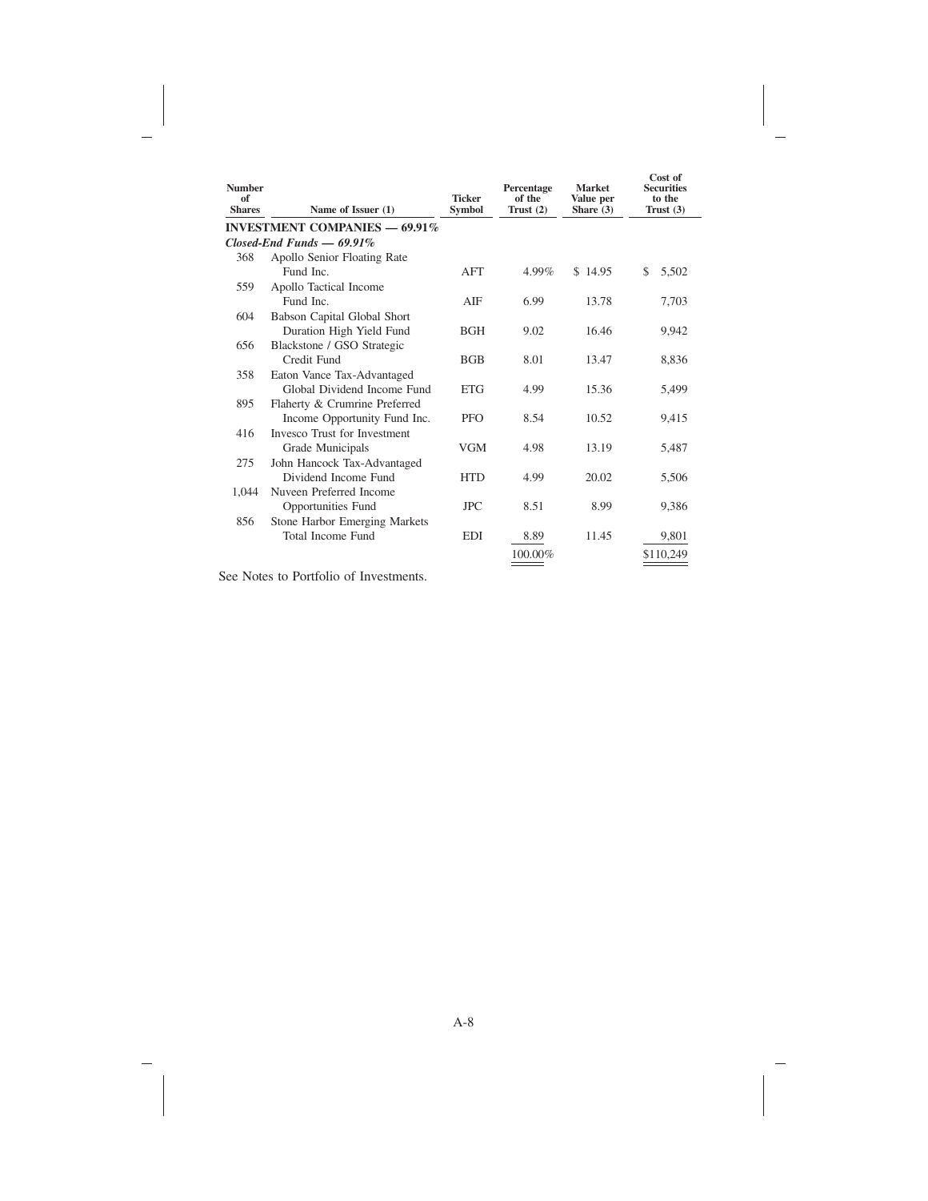| Number of Shares | Name of Issuer (1) | Ticker Symbol | Percentage of the Trust (2) | Market Value per Share (3) | Cost of Securities to the Trust (3) |
|---|---|---|---|---|---|
| | **INVESTMENT COMPANIES — 69.91%** | | | | |
| | ***Closed-End Funds — 69.91%*** | | | | |
| 368 | Apollo Senior Floating Rate Fund Inc. | AFT | 4.99% | $ 14.95 | $ 5,502 |
| 559 | Apollo Tactical Income Fund Inc. | AIF | 6.99 | 13.78 | 7,703 |
| 604 | Babson Capital Global Short Duration High Yield Fund | BGH | 9.02 | 16.46 | 9,942 |
| 656 | Blackstone / GSO Strategic Credit Fund | BGB | 8.01 | 13.47 | 8,836 |
| 358 | Eaton Vance Tax-Advantaged Global Dividend Income Fund | ETG | 4.99 | 15.36 | 5,499 |
| 895 | Flaherty & Crumrine Preferred Income Opportunity Fund Inc. | PFO | 8.54 | 10.52 | 9,415 |
| 416 | Invesco Trust for Investment Grade Municipals | VGM | 4.98 | 13.19 | 5,487 |
| 275 | John Hancock Tax-Advantaged Dividend Income Fund | HTD | 4.99 | 20.02 | 5,506 |
| 1,044 | Nuveen Preferred Income Opportunities Fund | JPC | 8.51 | 8.99 | 9,386 |
| 856 | Stone Harbor Emerging Markets Total Income Fund | EDI | 8.89 | 11.45 | 9,801 |
| | | | 100.00% | | $110,249 |

See Notes to Portfolio of Investments.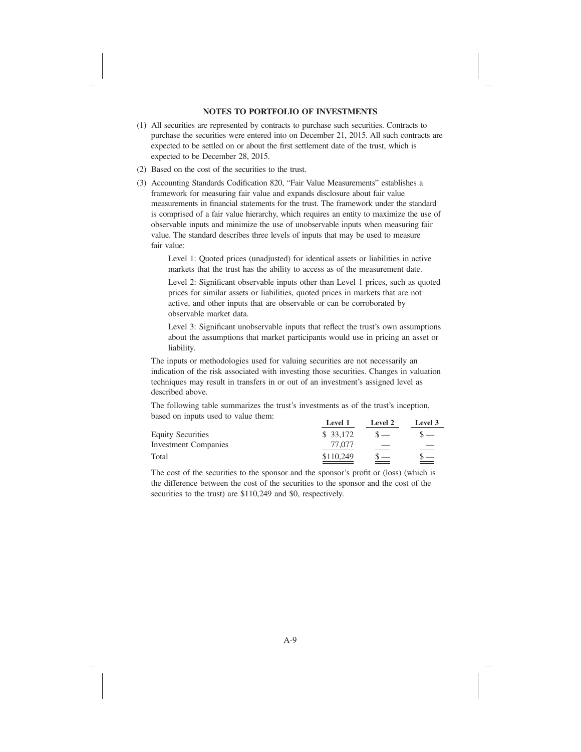## NOTES TO PORTFOLIO OF INVESTMENTS

(1) All securities are represented by contracts to purchase such securities. Contracts to purchase the securities were entered into on December 21, 2015. All such contracts are expected to be settled on or about the first settlement date of the trust, which is expected to be December 28, 2015.

(2) Based on the cost of the securities to the trust.

(3) Accounting Standards Codification 820, "Fair Value Measurements" establishes a framework for measuring fair value and expands disclosure about fair value measurements in financial statements for the trust. The framework under the standard is comprised of a fair value hierarchy, which requires an entity to maximize the use of observable inputs and minimize the use of unobservable inputs when measuring fair value. The standard describes three levels of inputs that may be used to measure fair value:

Level 1: Quoted prices (unadjusted) for identical assets or liabilities in active markets that the trust has the ability to access as of the measurement date.

Level 2: Significant observable inputs other than Level 1 prices, such as quoted prices for similar assets or liabilities, quoted prices in markets that are not active, and other inputs that are observable or can be corroborated by observable market data.

Level 3: Significant unobservable inputs that reflect the trust's own assumptions about the assumptions that market participants would use in pricing an asset or liability.

The inputs or methodologies used for valuing securities are not necessarily an indication of the risk associated with investing those securities. Changes in valuation techniques may result in transfers in or out of an investment's assigned level as described above.

The following table summarizes the trust's investments as of the trust's inception, based on inputs used to value them:

| | Level 1 | Level 2 | Level 3 |
|---|---|---|---|
| Equity Securities | $ 33,172 | $ — | $ — |
| Investment Companies | 77,077 | — | — |
| Total | $110,249 | $ — | $ — |

The cost of the securities to the sponsor and the sponsor's profit or (loss) (which is the difference between the cost of the securities to the sponsor and the cost of the securities to the trust) are $110,249 and $0, respectively.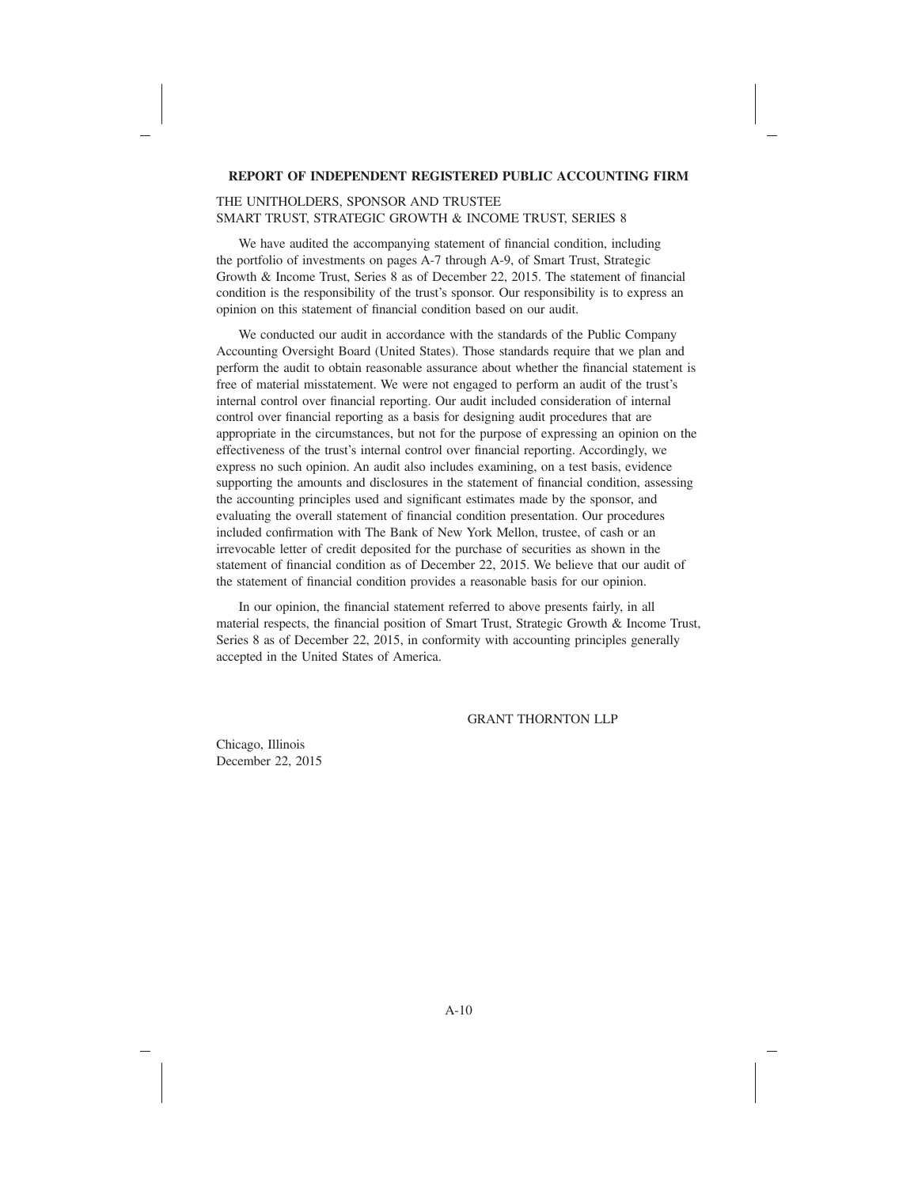**REPORT OF INDEPENDENT REGISTERED PUBLIC ACCOUNTING FIRM**

THE UNITHOLDERS, SPONSOR AND TRUSTEE
SMART TRUST, STRATEGIC GROWTH & INCOME TRUST, SERIES 8

We have audited the accompanying statement of financial condition, including the portfolio of investments on pages A-7 through A-9, of Smart Trust, Strategic Growth & Income Trust, Series 8 as of December 22, 2015. The statement of financial condition is the responsibility of the trust's sponsor. Our responsibility is to express an opinion on this statement of financial condition based on our audit.

We conducted our audit in accordance with the standards of the Public Company Accounting Oversight Board (United States). Those standards require that we plan and perform the audit to obtain reasonable assurance about whether the financial statement is free of material misstatement. We were not engaged to perform an audit of the trust's internal control over financial reporting. Our audit included consideration of internal control over financial reporting as a basis for designing audit procedures that are appropriate in the circumstances, but not for the purpose of expressing an opinion on the effectiveness of the trust's internal control over financial reporting. Accordingly, we express no such opinion. An audit also includes examining, on a test basis, evidence supporting the amounts and disclosures in the statement of financial condition, assessing the accounting principles used and significant estimates made by the sponsor, and evaluating the overall statement of financial condition presentation. Our procedures included confirmation with The Bank of New York Mellon, trustee, of cash or an irrevocable letter of credit deposited for the purchase of securities as shown in the statement of financial condition as of December 22, 2015. We believe that our audit of the statement of financial condition provides a reasonable basis for our opinion.

In our opinion, the financial statement referred to above presents fairly, in all material respects, the financial position of Smart Trust, Strategic Growth & Income Trust, Series 8 as of December 22, 2015, in conformity with accounting principles generally accepted in the United States of America.

GRANT THORNTON LLP

Chicago, Illinois
December 22, 2015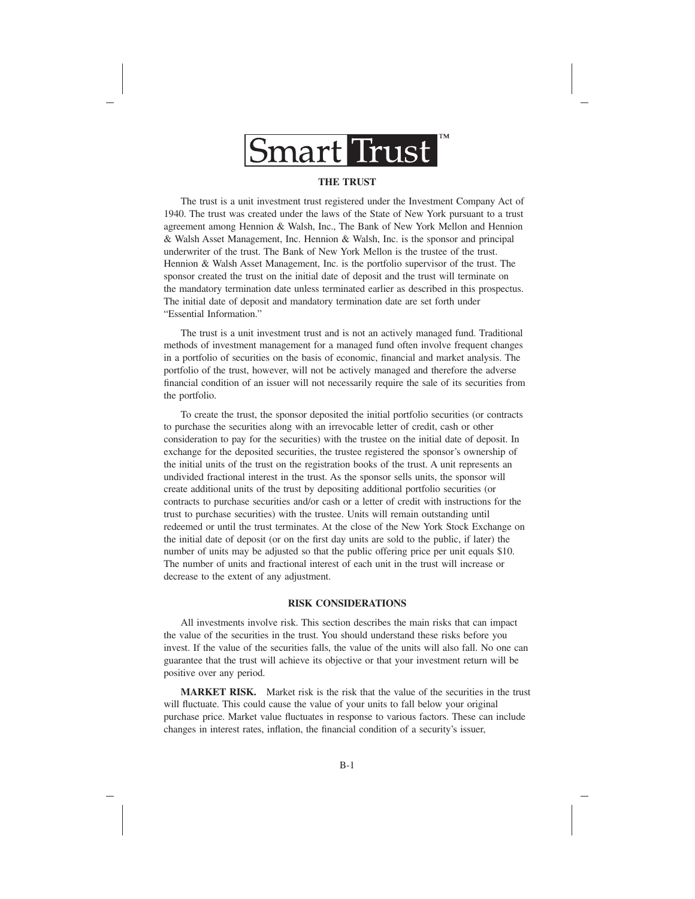Smart Trust™

## THE TRUST

The trust is a unit investment trust registered under the Investment Company Act of 1940. The trust was created under the laws of the State of New York pursuant to a trust agreement among Hennion & Walsh, Inc., The Bank of New York Mellon and Hennion & Walsh Asset Management, Inc. Hennion & Walsh, Inc. is the sponsor and principal underwriter of the trust. The Bank of New York Mellon is the trustee of the trust. Hennion & Walsh Asset Management, Inc. is the portfolio supervisor of the trust. The sponsor created the trust on the initial date of deposit and the trust will terminate on the mandatory termination date unless terminated earlier as described in this prospectus. The initial date of deposit and mandatory termination date are set forth under "Essential Information."

The trust is a unit investment trust and is not an actively managed fund. Traditional methods of investment management for a managed fund often involve frequent changes in a portfolio of securities on the basis of economic, financial and market analysis. The portfolio of the trust, however, will not be actively managed and therefore the adverse financial condition of an issuer will not necessarily require the sale of its securities from the portfolio.

To create the trust, the sponsor deposited the initial portfolio securities (or contracts to purchase the securities along with an irrevocable letter of credit, cash or other consideration to pay for the securities) with the trustee on the initial date of deposit. In exchange for the deposited securities, the trustee registered the sponsor's ownership of the initial units of the trust on the registration books of the trust. A unit represents an undivided fractional interest in the trust. As the sponsor sells units, the sponsor will create additional units of the trust by depositing additional portfolio securities (or contracts to purchase securities and/or cash or a letter of credit with instructions for the trust to purchase securities) with the trustee. Units will remain outstanding until redeemed or until the trust terminates. At the close of the New York Stock Exchange on the initial date of deposit (or on the first day units are sold to the public, if later) the number of units may be adjusted so that the public offering price per unit equals $10. The number of units and fractional interest of each unit in the trust will increase or decrease to the extent of any adjustment.

## RISK CONSIDERATIONS

All investments involve risk. This section describes the main risks that can impact the value of the securities in the trust. You should understand these risks before you invest. If the value of the securities falls, the value of the units will also fall. No one can guarantee that the trust will achieve its objective or that your investment return will be positive over any period.

**MARKET RISK.** Market risk is the risk that the value of the securities in the trust will fluctuate. This could cause the value of your units to fall below your original purchase price. Market value fluctuates in response to various factors. These can include changes in interest rates, inflation, the financial condition of a security's issuer,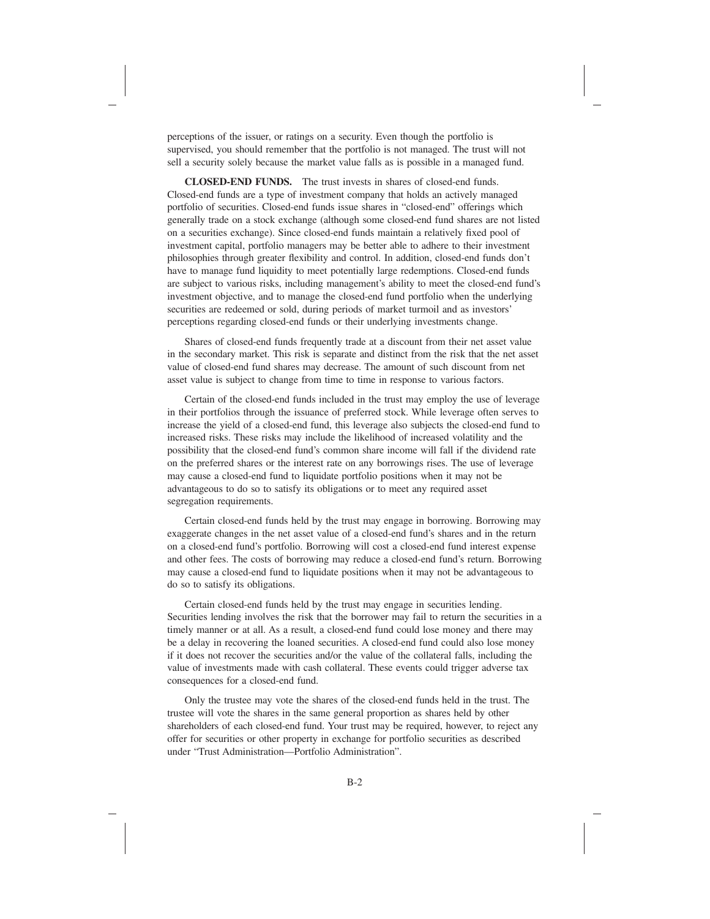perceptions of the issuer, or ratings on a security. Even though the portfolio is supervised, you should remember that the portfolio is not managed. The trust will not sell a security solely because the market value falls as is possible in a managed fund.

**CLOSED-END FUNDS.** The trust invests in shares of closed-end funds. Closed-end funds are a type of investment company that holds an actively managed portfolio of securities. Closed-end funds issue shares in "closed-end" offerings which generally trade on a stock exchange (although some closed-end fund shares are not listed on a securities exchange). Since closed-end funds maintain a relatively fixed pool of investment capital, portfolio managers may be better able to adhere to their investment philosophies through greater flexibility and control. In addition, closed-end funds don't have to manage fund liquidity to meet potentially large redemptions. Closed-end funds are subject to various risks, including management's ability to meet the closed-end fund's investment objective, and to manage the closed-end fund portfolio when the underlying securities are redeemed or sold, during periods of market turmoil and as investors' perceptions regarding closed-end funds or their underlying investments change.

Shares of closed-end funds frequently trade at a discount from their net asset value in the secondary market. This risk is separate and distinct from the risk that the net asset value of closed-end fund shares may decrease. The amount of such discount from net asset value is subject to change from time to time in response to various factors.

Certain of the closed-end funds included in the trust may employ the use of leverage in their portfolios through the issuance of preferred stock. While leverage often serves to increase the yield of a closed-end fund, this leverage also subjects the closed-end fund to increased risks. These risks may include the likelihood of increased volatility and the possibility that the closed-end fund's common share income will fall if the dividend rate on the preferred shares or the interest rate on any borrowings rises. The use of leverage may cause a closed-end fund to liquidate portfolio positions when it may not be advantageous to do so to satisfy its obligations or to meet any required asset segregation requirements.

Certain closed-end funds held by the trust may engage in borrowing. Borrowing may exaggerate changes in the net asset value of a closed-end fund's shares and in the return on a closed-end fund's portfolio. Borrowing will cost a closed-end fund interest expense and other fees. The costs of borrowing may reduce a closed-end fund's return. Borrowing may cause a closed-end fund to liquidate positions when it may not be advantageous to do so to satisfy its obligations.

Certain closed-end funds held by the trust may engage in securities lending. Securities lending involves the risk that the borrower may fail to return the securities in a timely manner or at all. As a result, a closed-end fund could lose money and there may be a delay in recovering the loaned securities. A closed-end fund could also lose money if it does not recover the securities and/or the value of the collateral falls, including the value of investments made with cash collateral. These events could trigger adverse tax consequences for a closed-end fund.

Only the trustee may vote the shares of the closed-end funds held in the trust. The trustee will vote the shares in the same general proportion as shares held by other shareholders of each closed-end fund. Your trust may be required, however, to reject any offer for securities or other property in exchange for portfolio securities as described under "Trust Administration—Portfolio Administration".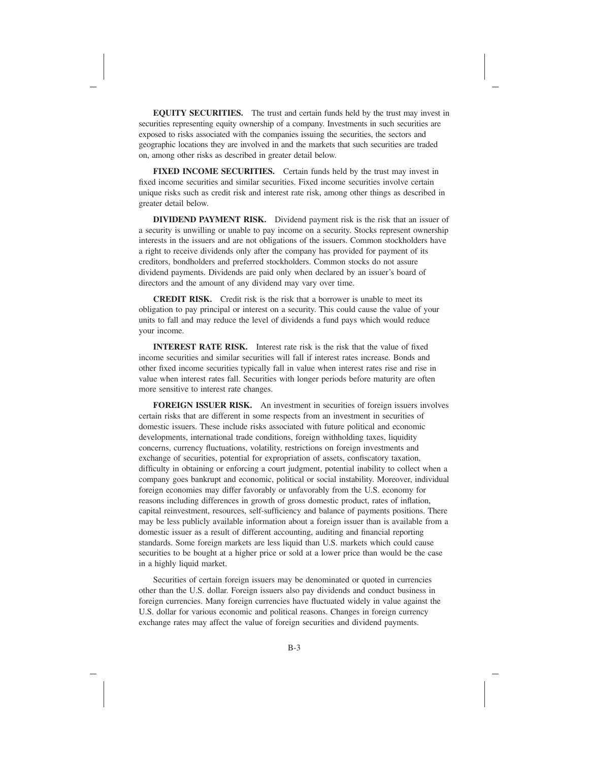**EQUITY SECURITIES.** The trust and certain funds held by the trust may invest in securities representing equity ownership of a company. Investments in such securities are exposed to risks associated with the companies issuing the securities, the sectors and geographic locations they are involved in and the markets that such securities are traded on, among other risks as described in greater detail below.

**FIXED INCOME SECURITIES.** Certain funds held by the trust may invest in fixed income securities and similar securities. Fixed income securities involve certain unique risks such as credit risk and interest rate risk, among other things as described in greater detail below.

**DIVIDEND PAYMENT RISK.** Dividend payment risk is the risk that an issuer of a security is unwilling or unable to pay income on a security. Stocks represent ownership interests in the issuers and are not obligations of the issuers. Common stockholders have a right to receive dividends only after the company has provided for payment of its creditors, bondholders and preferred stockholders. Common stocks do not assure dividend payments. Dividends are paid only when declared by an issuer's board of directors and the amount of any dividend may vary over time.

**CREDIT RISK.** Credit risk is the risk that a borrower is unable to meet its obligation to pay principal or interest on a security. This could cause the value of your units to fall and may reduce the level of dividends a fund pays which would reduce your income.

**INTEREST RATE RISK.** Interest rate risk is the risk that the value of fixed income securities and similar securities will fall if interest rates increase. Bonds and other fixed income securities typically fall in value when interest rates rise and rise in value when interest rates fall. Securities with longer periods before maturity are often more sensitive to interest rate changes.

**FOREIGN ISSUER RISK.** An investment in securities of foreign issuers involves certain risks that are different in some respects from an investment in securities of domestic issuers. These include risks associated with future political and economic developments, international trade conditions, foreign withholding taxes, liquidity concerns, currency fluctuations, volatility, restrictions on foreign investments and exchange of securities, potential for expropriation of assets, confiscatory taxation, difficulty in obtaining or enforcing a court judgment, potential inability to collect when a company goes bankrupt and economic, political or social instability. Moreover, individual foreign economies may differ favorably or unfavorably from the U.S. economy for reasons including differences in growth of gross domestic product, rates of inflation, capital reinvestment, resources, self-sufficiency and balance of payments positions. There may be less publicly available information about a foreign issuer than is available from a domestic issuer as a result of different accounting, auditing and financial reporting standards. Some foreign markets are less liquid than U.S. markets which could cause securities to be bought at a higher price or sold at a lower price than would be the case in a highly liquid market.

Securities of certain foreign issuers may be denominated or quoted in currencies other than the U.S. dollar. Foreign issuers also pay dividends and conduct business in foreign currencies. Many foreign currencies have fluctuated widely in value against the U.S. dollar for various economic and political reasons. Changes in foreign currency exchange rates may affect the value of foreign securities and dividend payments.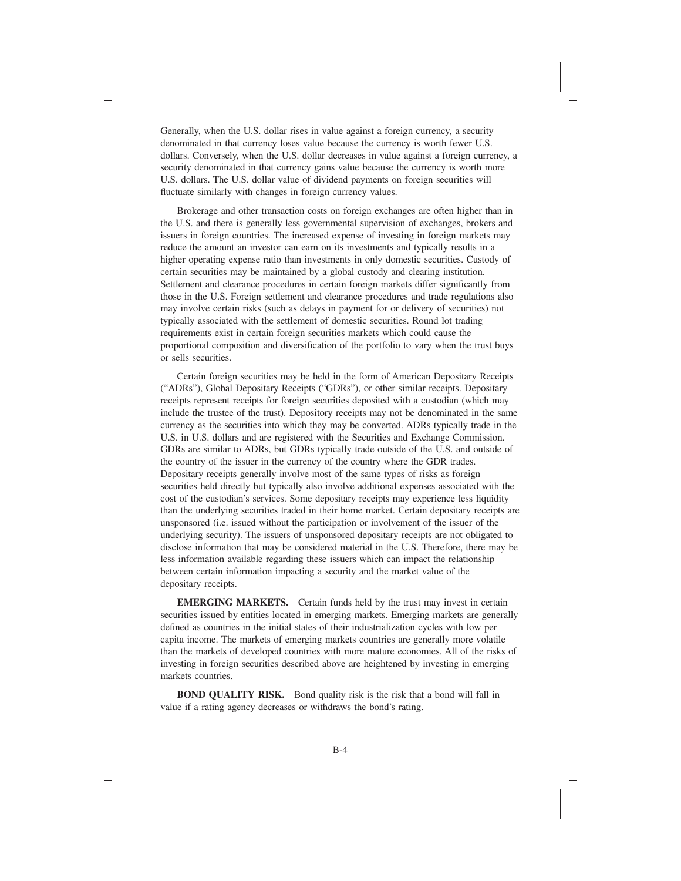Generally, when the U.S. dollar rises in value against a foreign currency, a security denominated in that currency loses value because the currency is worth fewer U.S. dollars. Conversely, when the U.S. dollar decreases in value against a foreign currency, a security denominated in that currency gains value because the currency is worth more U.S. dollars. The U.S. dollar value of dividend payments on foreign securities will fluctuate similarly with changes in foreign currency values.

Brokerage and other transaction costs on foreign exchanges are often higher than in the U.S. and there is generally less governmental supervision of exchanges, brokers and issuers in foreign countries. The increased expense of investing in foreign markets may reduce the amount an investor can earn on its investments and typically results in a higher operating expense ratio than investments in only domestic securities. Custody of certain securities may be maintained by a global custody and clearing institution. Settlement and clearance procedures in certain foreign markets differ significantly from those in the U.S. Foreign settlement and clearance procedures and trade regulations also may involve certain risks (such as delays in payment for or delivery of securities) not typically associated with the settlement of domestic securities. Round lot trading requirements exist in certain foreign securities markets which could cause the proportional composition and diversification of the portfolio to vary when the trust buys or sells securities.

Certain foreign securities may be held in the form of American Depositary Receipts ("ADRs"), Global Depositary Receipts ("GDRs"), or other similar receipts. Depositary receipts represent receipts for foreign securities deposited with a custodian (which may include the trustee of the trust). Depository receipts may not be denominated in the same currency as the securities into which they may be converted. ADRs typically trade in the U.S. in U.S. dollars and are registered with the Securities and Exchange Commission. GDRs are similar to ADRs, but GDRs typically trade outside of the U.S. and outside of the country of the issuer in the currency of the country where the GDR trades. Depositary receipts generally involve most of the same types of risks as foreign securities held directly but typically also involve additional expenses associated with the cost of the custodian's services. Some depositary receipts may experience less liquidity than the underlying securities traded in their home market. Certain depositary receipts are unsponsored (i.e. issued without the participation or involvement of the issuer of the underlying security). The issuers of unsponsored depositary receipts are not obligated to disclose information that may be considered material in the U.S. Therefore, there may be less information available regarding these issuers which can impact the relationship between certain information impacting a security and the market value of the depositary receipts.

**EMERGING MARKETS.** Certain funds held by the trust may invest in certain securities issued by entities located in emerging markets. Emerging markets are generally defined as countries in the initial states of their industrialization cycles with low per capita income. The markets of emerging markets countries are generally more volatile than the markets of developed countries with more mature economies. All of the risks of investing in foreign securities described above are heightened by investing in emerging markets countries.

**BOND QUALITY RISK.** Bond quality risk is the risk that a bond will fall in value if a rating agency decreases or withdraws the bond's rating.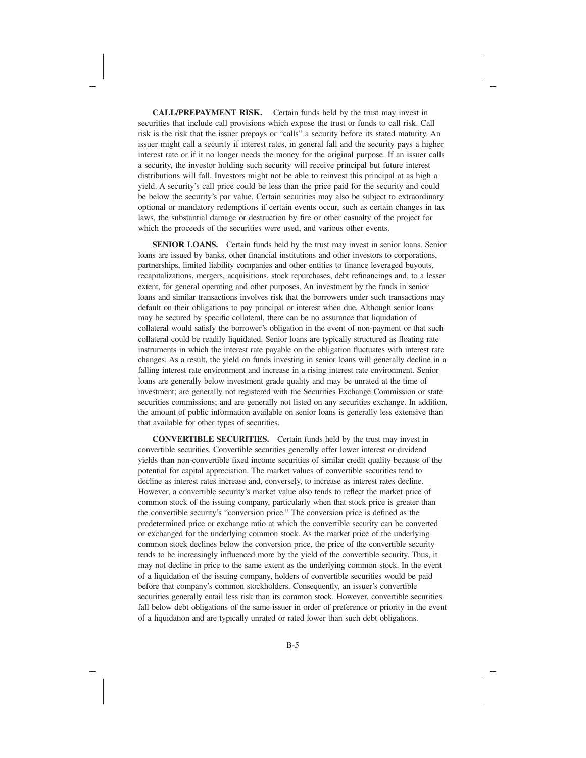**CALL/PREPAYMENT RISK.** Certain funds held by the trust may invest in securities that include call provisions which expose the trust or funds to call risk. Call risk is the risk that the issuer prepays or "calls" a security before its stated maturity. An issuer might call a security if interest rates, in general fall and the security pays a higher interest rate or if it no longer needs the money for the original purpose. If an issuer calls a security, the investor holding such security will receive principal but future interest distributions will fall. Investors might not be able to reinvest this principal at as high a yield. A security's call price could be less than the price paid for the security and could be below the security's par value. Certain securities may also be subject to extraordinary optional or mandatory redemptions if certain events occur, such as certain changes in tax laws, the substantial damage or destruction by fire or other casualty of the project for which the proceeds of the securities were used, and various other events.

**SENIOR LOANS.** Certain funds held by the trust may invest in senior loans. Senior loans are issued by banks, other financial institutions and other investors to corporations, partnerships, limited liability companies and other entities to finance leveraged buyouts, recapitalizations, mergers, acquisitions, stock repurchases, debt refinancings and, to a lesser extent, for general operating and other purposes. An investment by the funds in senior loans and similar transactions involves risk that the borrowers under such transactions may default on their obligations to pay principal or interest when due. Although senior loans may be secured by specific collateral, there can be no assurance that liquidation of collateral would satisfy the borrower's obligation in the event of non-payment or that such collateral could be readily liquidated. Senior loans are typically structured as floating rate instruments in which the interest rate payable on the obligation fluctuates with interest rate changes. As a result, the yield on funds investing in senior loans will generally decline in a falling interest rate environment and increase in a rising interest rate environment. Senior loans are generally below investment grade quality and may be unrated at the time of investment; are generally not registered with the Securities Exchange Commission or state securities commissions; and are generally not listed on any securities exchange. In addition, the amount of public information available on senior loans is generally less extensive than that available for other types of securities.

**CONVERTIBLE SECURITIES.** Certain funds held by the trust may invest in convertible securities. Convertible securities generally offer lower interest or dividend yields than non-convertible fixed income securities of similar credit quality because of the potential for capital appreciation. The market values of convertible securities tend to decline as interest rates increase and, conversely, to increase as interest rates decline. However, a convertible security's market value also tends to reflect the market price of common stock of the issuing company, particularly when that stock price is greater than the convertible security's "conversion price." The conversion price is defined as the predetermined price or exchange ratio at which the convertible security can be converted or exchanged for the underlying common stock. As the market price of the underlying common stock declines below the conversion price, the price of the convertible security tends to be increasingly influenced more by the yield of the convertible security. Thus, it may not decline in price to the same extent as the underlying common stock. In the event of a liquidation of the issuing company, holders of convertible securities would be paid before that company's common stockholders. Consequently, an issuer's convertible securities generally entail less risk than its common stock. However, convertible securities fall below debt obligations of the same issuer in order of preference or priority in the event of a liquidation and are typically unrated or rated lower than such debt obligations.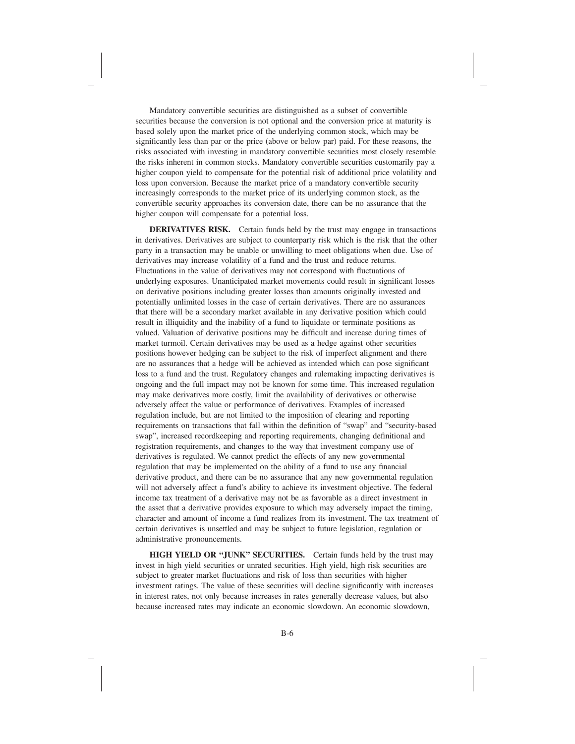Mandatory convertible securities are distinguished as a subset of convertible securities because the conversion is not optional and the conversion price at maturity is based solely upon the market price of the underlying common stock, which may be significantly less than par or the price (above or below par) paid. For these reasons, the risks associated with investing in mandatory convertible securities most closely resemble the risks inherent in common stocks. Mandatory convertible securities customarily pay a higher coupon yield to compensate for the potential risk of additional price volatility and loss upon conversion. Because the market price of a mandatory convertible security increasingly corresponds to the market price of its underlying common stock, as the convertible security approaches its conversion date, there can be no assurance that the higher coupon will compensate for a potential loss.

**DERIVATIVES RISK.** Certain funds held by the trust may engage in transactions in derivatives. Derivatives are subject to counterparty risk which is the risk that the other party in a transaction may be unable or unwilling to meet obligations when due. Use of derivatives may increase volatility of a fund and the trust and reduce returns. Fluctuations in the value of derivatives may not correspond with fluctuations of underlying exposures. Unanticipated market movements could result in significant losses on derivative positions including greater losses than amounts originally invested and potentially unlimited losses in the case of certain derivatives. There are no assurances that there will be a secondary market available in any derivative position which could result in illiquidity and the inability of a fund to liquidate or terminate positions as valued. Valuation of derivative positions may be difficult and increase during times of market turmoil. Certain derivatives may be used as a hedge against other securities positions however hedging can be subject to the risk of imperfect alignment and there are no assurances that a hedge will be achieved as intended which can pose significant loss to a fund and the trust. Regulatory changes and rulemaking impacting derivatives is ongoing and the full impact may not be known for some time. This increased regulation may make derivatives more costly, limit the availability of derivatives or otherwise adversely affect the value or performance of derivatives. Examples of increased regulation include, but are not limited to the imposition of clearing and reporting requirements on transactions that fall within the definition of "swap" and "security-based swap", increased recordkeeping and reporting requirements, changing definitional and registration requirements, and changes to the way that investment company use of derivatives is regulated. We cannot predict the effects of any new governmental regulation that may be implemented on the ability of a fund to use any financial derivative product, and there can be no assurance that any new governmental regulation will not adversely affect a fund's ability to achieve its investment objective. The federal income tax treatment of a derivative may not be as favorable as a direct investment in the asset that a derivative provides exposure to which may adversely impact the timing, character and amount of income a fund realizes from its investment. The tax treatment of certain derivatives is unsettled and may be subject to future legislation, regulation or administrative pronouncements.

**HIGH YIELD OR "JUNK" SECURITIES.** Certain funds held by the trust may invest in high yield securities or unrated securities. High yield, high risk securities are subject to greater market fluctuations and risk of loss than securities with higher investment ratings. The value of these securities will decline significantly with increases in interest rates, not only because increases in rates generally decrease values, but also because increased rates may indicate an economic slowdown. An economic slowdown,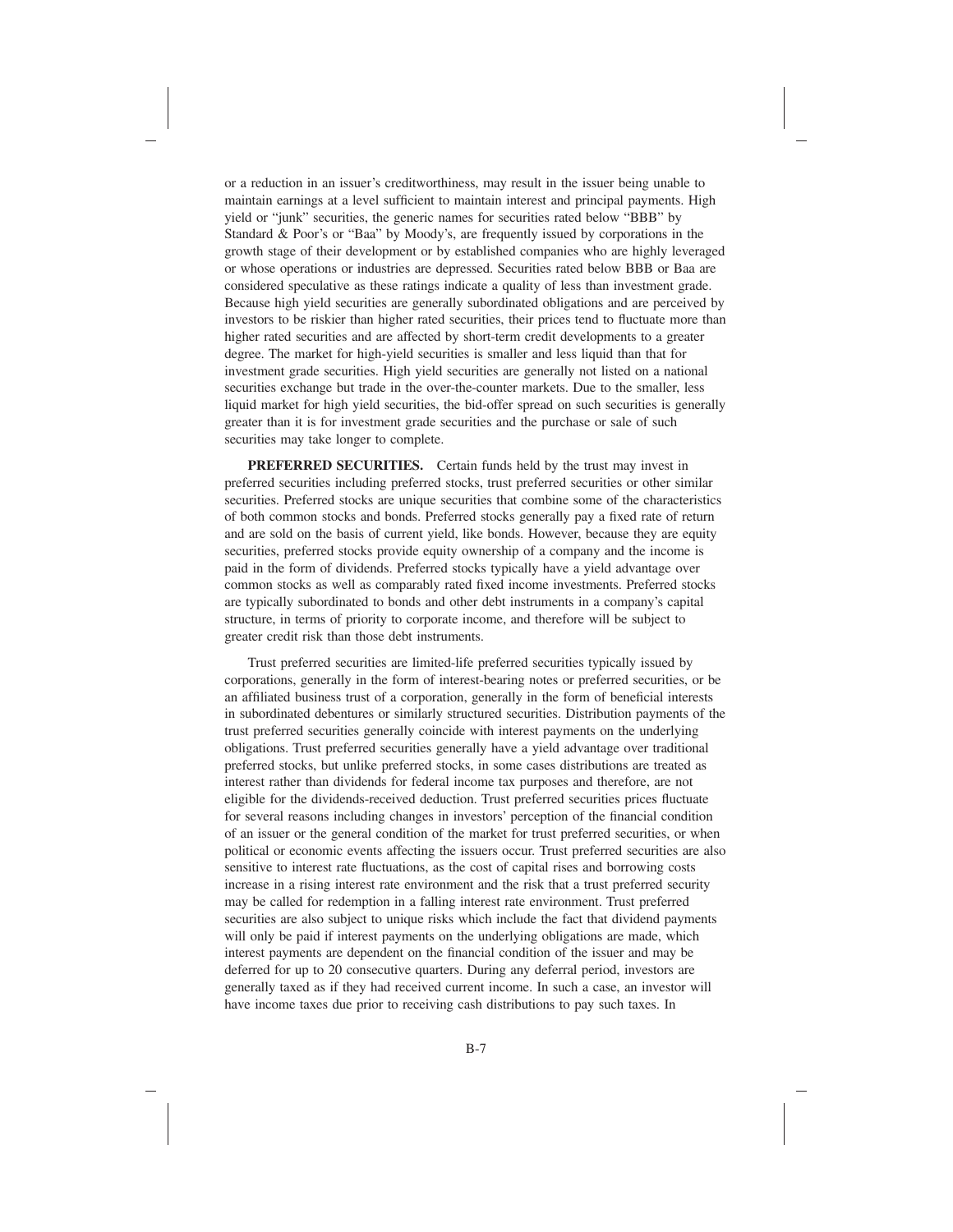or a reduction in an issuer's creditworthiness, may result in the issuer being unable to maintain earnings at a level sufficient to maintain interest and principal payments. High yield or "junk" securities, the generic names for securities rated below "BBB" by Standard & Poor's or "Baa" by Moody's, are frequently issued by corporations in the growth stage of their development or by established companies who are highly leveraged or whose operations or industries are depressed. Securities rated below BBB or Baa are considered speculative as these ratings indicate a quality of less than investment grade. Because high yield securities are generally subordinated obligations and are perceived by investors to be riskier than higher rated securities, their prices tend to fluctuate more than higher rated securities and are affected by short-term credit developments to a greater degree. The market for high-yield securities is smaller and less liquid than that for investment grade securities. High yield securities are generally not listed on a national securities exchange but trade in the over-the-counter markets. Due to the smaller, less liquid market for high yield securities, the bid-offer spread on such securities is generally greater than it is for investment grade securities and the purchase or sale of such securities may take longer to complete.

**PREFERRED SECURITIES.** Certain funds held by the trust may invest in preferred securities including preferred stocks, trust preferred securities or other similar securities. Preferred stocks are unique securities that combine some of the characteristics of both common stocks and bonds. Preferred stocks generally pay a fixed rate of return and are sold on the basis of current yield, like bonds. However, because they are equity securities, preferred stocks provide equity ownership of a company and the income is paid in the form of dividends. Preferred stocks typically have a yield advantage over common stocks as well as comparably rated fixed income investments. Preferred stocks are typically subordinated to bonds and other debt instruments in a company's capital structure, in terms of priority to corporate income, and therefore will be subject to greater credit risk than those debt instruments.

Trust preferred securities are limited-life preferred securities typically issued by corporations, generally in the form of interest-bearing notes or preferred securities, or be an affiliated business trust of a corporation, generally in the form of beneficial interests in subordinated debentures or similarly structured securities. Distribution payments of the trust preferred securities generally coincide with interest payments on the underlying obligations. Trust preferred securities generally have a yield advantage over traditional preferred stocks, but unlike preferred stocks, in some cases distributions are treated as interest rather than dividends for federal income tax purposes and therefore, are not eligible for the dividends-received deduction. Trust preferred securities prices fluctuate for several reasons including changes in investors' perception of the financial condition of an issuer or the general condition of the market for trust preferred securities, or when political or economic events affecting the issuers occur. Trust preferred securities are also sensitive to interest rate fluctuations, as the cost of capital rises and borrowing costs increase in a rising interest rate environment and the risk that a trust preferred security may be called for redemption in a falling interest rate environment. Trust preferred securities are also subject to unique risks which include the fact that dividend payments will only be paid if interest payments on the underlying obligations are made, which interest payments are dependent on the financial condition of the issuer and may be deferred for up to 20 consecutive quarters. During any deferral period, investors are generally taxed as if they had received current income. In such a case, an investor will have income taxes due prior to receiving cash distributions to pay such taxes. In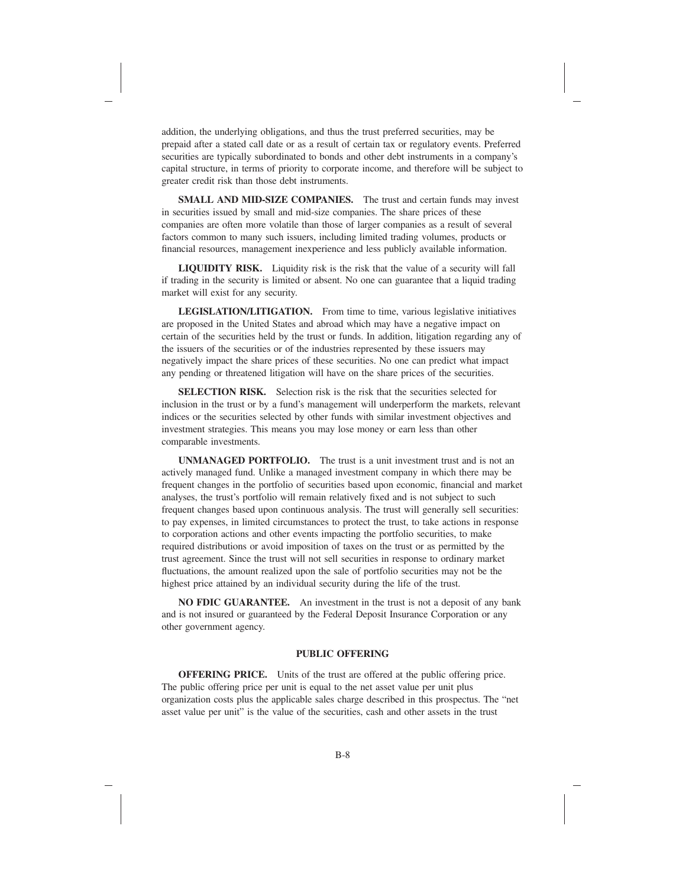addition, the underlying obligations, and thus the trust preferred securities, may be prepaid after a stated call date or as a result of certain tax or regulatory events. Preferred securities are typically subordinated to bonds and other debt instruments in a company's capital structure, in terms of priority to corporate income, and therefore will be subject to greater credit risk than those debt instruments.

**SMALL AND MID-SIZE COMPANIES.** The trust and certain funds may invest in securities issued by small and mid-size companies. The share prices of these companies are often more volatile than those of larger companies as a result of several factors common to many such issuers, including limited trading volumes, products or financial resources, management inexperience and less publicly available information.

**LIQUIDITY RISK.** Liquidity risk is the risk that the value of a security will fall if trading in the security is limited or absent. No one can guarantee that a liquid trading market will exist for any security.

**LEGISLATION/LITIGATION.** From time to time, various legislative initiatives are proposed in the United States and abroad which may have a negative impact on certain of the securities held by the trust or funds. In addition, litigation regarding any of the issuers of the securities or of the industries represented by these issuers may negatively impact the share prices of these securities. No one can predict what impact any pending or threatened litigation will have on the share prices of the securities.

**SELECTION RISK.** Selection risk is the risk that the securities selected for inclusion in the trust or by a fund's management will underperform the markets, relevant indices or the securities selected by other funds with similar investment objectives and investment strategies. This means you may lose money or earn less than other comparable investments.

**UNMANAGED PORTFOLIO.** The trust is a unit investment trust and is not an actively managed fund. Unlike a managed investment company in which there may be frequent changes in the portfolio of securities based upon economic, financial and market analyses, the trust's portfolio will remain relatively fixed and is not subject to such frequent changes based upon continuous analysis. The trust will generally sell securities: to pay expenses, in limited circumstances to protect the trust, to take actions in response to corporation actions and other events impacting the portfolio securities, to make required distributions or avoid imposition of taxes on the trust or as permitted by the trust agreement. Since the trust will not sell securities in response to ordinary market fluctuations, the amount realized upon the sale of portfolio securities may not be the highest price attained by an individual security during the life of the trust.

**NO FDIC GUARANTEE.** An investment in the trust is not a deposit of any bank and is not insured or guaranteed by the Federal Deposit Insurance Corporation or any other government agency.

## PUBLIC OFFERING

**OFFERING PRICE.** Units of the trust are offered at the public offering price. The public offering price per unit is equal to the net asset value per unit plus organization costs plus the applicable sales charge described in this prospectus. The "net asset value per unit" is the value of the securities, cash and other assets in the trust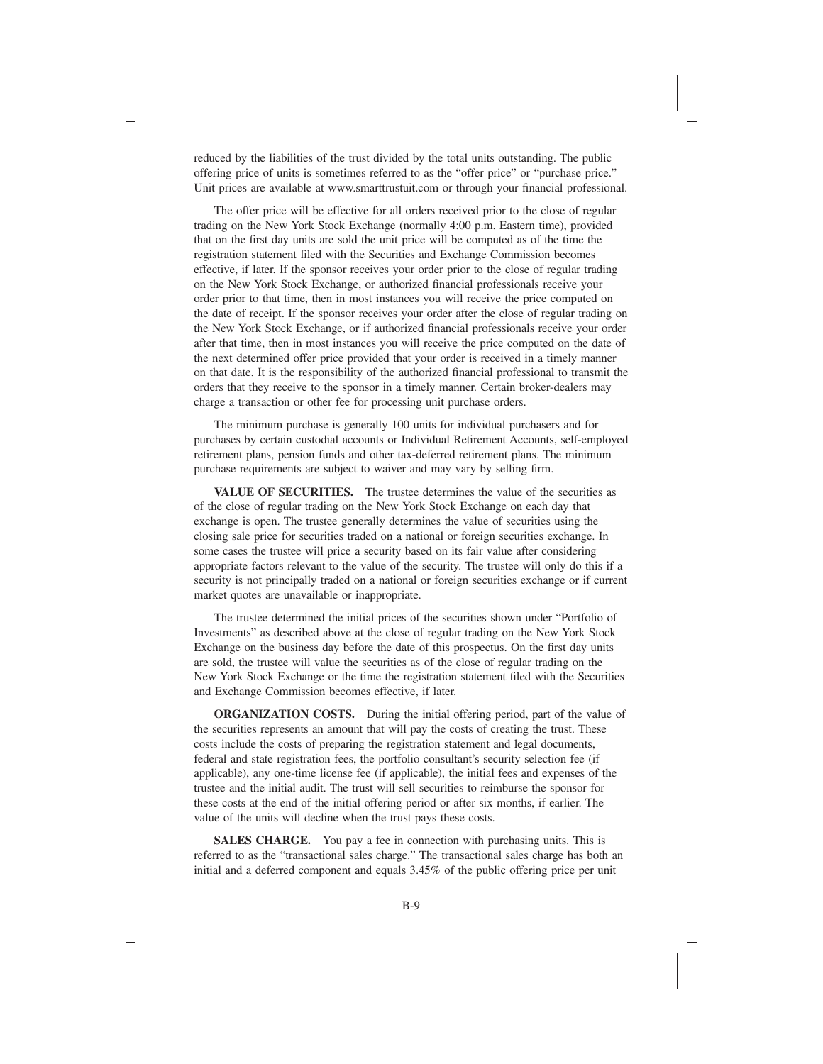reduced by the liabilities of the trust divided by the total units outstanding. The public offering price of units is sometimes referred to as the "offer price" or "purchase price." Unit prices are available at www.smarttrustuit.com or through your financial professional.

The offer price will be effective for all orders received prior to the close of regular trading on the New York Stock Exchange (normally 4:00 p.m. Eastern time), provided that on the first day units are sold the unit price will be computed as of the time the registration statement filed with the Securities and Exchange Commission becomes effective, if later. If the sponsor receives your order prior to the close of regular trading on the New York Stock Exchange, or authorized financial professionals receive your order prior to that time, then in most instances you will receive the price computed on the date of receipt. If the sponsor receives your order after the close of regular trading on the New York Stock Exchange, or if authorized financial professionals receive your order after that time, then in most instances you will receive the price computed on the date of the next determined offer price provided that your order is received in a timely manner on that date. It is the responsibility of the authorized financial professional to transmit the orders that they receive to the sponsor in a timely manner. Certain broker-dealers may charge a transaction or other fee for processing unit purchase orders.

The minimum purchase is generally 100 units for individual purchasers and for purchases by certain custodial accounts or Individual Retirement Accounts, self-employed retirement plans, pension funds and other tax-deferred retirement plans. The minimum purchase requirements are subject to waiver and may vary by selling firm.

**VALUE OF SECURITIES.** The trustee determines the value of the securities as of the close of regular trading on the New York Stock Exchange on each day that exchange is open. The trustee generally determines the value of securities using the closing sale price for securities traded on a national or foreign securities exchange. In some cases the trustee will price a security based on its fair value after considering appropriate factors relevant to the value of the security. The trustee will only do this if a security is not principally traded on a national or foreign securities exchange or if current market quotes are unavailable or inappropriate.

The trustee determined the initial prices of the securities shown under "Portfolio of Investments" as described above at the close of regular trading on the New York Stock Exchange on the business day before the date of this prospectus. On the first day units are sold, the trustee will value the securities as of the close of regular trading on the New York Stock Exchange or the time the registration statement filed with the Securities and Exchange Commission becomes effective, if later.

**ORGANIZATION COSTS.** During the initial offering period, part of the value of the securities represents an amount that will pay the costs of creating the trust. These costs include the costs of preparing the registration statement and legal documents, federal and state registration fees, the portfolio consultant's security selection fee (if applicable), any one-time license fee (if applicable), the initial fees and expenses of the trustee and the initial audit. The trust will sell securities to reimburse the sponsor for these costs at the end of the initial offering period or after six months, if earlier. The value of the units will decline when the trust pays these costs.

**SALES CHARGE.** You pay a fee in connection with purchasing units. This is referred to as the "transactional sales charge." The transactional sales charge has both an initial and a deferred component and equals 3.45% of the public offering price per unit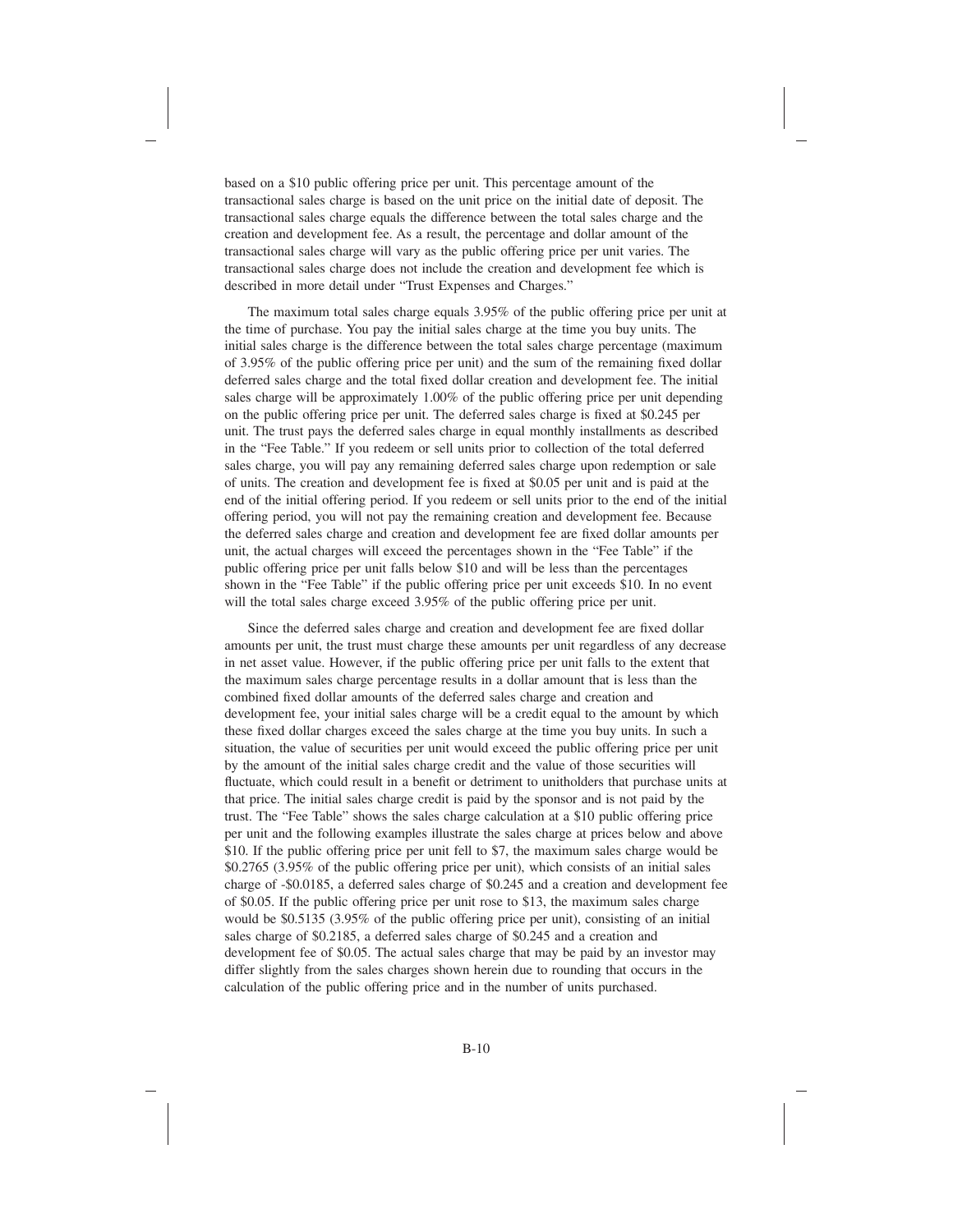based on a $10 public offering price per unit. This percentage amount of the transactional sales charge is based on the unit price on the initial date of deposit. The transactional sales charge equals the difference between the total sales charge and the creation and development fee. As a result, the percentage and dollar amount of the transactional sales charge will vary as the public offering price per unit varies. The transactional sales charge does not include the creation and development fee which is described in more detail under "Trust Expenses and Charges."

The maximum total sales charge equals 3.95% of the public offering price per unit at the time of purchase. You pay the initial sales charge at the time you buy units. The initial sales charge is the difference between the total sales charge percentage (maximum of 3.95% of the public offering price per unit) and the sum of the remaining fixed dollar deferred sales charge and the total fixed dollar creation and development fee. The initial sales charge will be approximately 1.00% of the public offering price per unit depending on the public offering price per unit. The deferred sales charge is fixed at $0.245 per unit. The trust pays the deferred sales charge in equal monthly installments as described in the "Fee Table." If you redeem or sell units prior to collection of the total deferred sales charge, you will pay any remaining deferred sales charge upon redemption or sale of units. The creation and development fee is fixed at $0.05 per unit and is paid at the end of the initial offering period. If you redeem or sell units prior to the end of the initial offering period, you will not pay the remaining creation and development fee. Because the deferred sales charge and creation and development fee are fixed dollar amounts per unit, the actual charges will exceed the percentages shown in the "Fee Table" if the public offering price per unit falls below $10 and will be less than the percentages shown in the "Fee Table" if the public offering price per unit exceeds $10. In no event will the total sales charge exceed 3.95% of the public offering price per unit.

Since the deferred sales charge and creation and development fee are fixed dollar amounts per unit, the trust must charge these amounts per unit regardless of any decrease in net asset value. However, if the public offering price per unit falls to the extent that the maximum sales charge percentage results in a dollar amount that is less than the combined fixed dollar amounts of the deferred sales charge and creation and development fee, your initial sales charge will be a credit equal to the amount by which these fixed dollar charges exceed the sales charge at the time you buy units. In such a situation, the value of securities per unit would exceed the public offering price per unit by the amount of the initial sales charge credit and the value of those securities will fluctuate, which could result in a benefit or detriment to unitholders that purchase units at that price. The initial sales charge credit is paid by the sponsor and is not paid by the trust. The "Fee Table" shows the sales charge calculation at a $10 public offering price per unit and the following examples illustrate the sales charge at prices below and above $10. If the public offering price per unit fell to $7, the maximum sales charge would be $0.2765 (3.95% of the public offering price per unit), which consists of an initial sales charge of -$0.0185, a deferred sales charge of $0.245 and a creation and development fee of $0.05. If the public offering price per unit rose to $13, the maximum sales charge would be $0.5135 (3.95% of the public offering price per unit), consisting of an initial sales charge of $0.2185, a deferred sales charge of $0.245 and a creation and development fee of $0.05. The actual sales charge that may be paid by an investor may differ slightly from the sales charges shown herein due to rounding that occurs in the calculation of the public offering price and in the number of units purchased.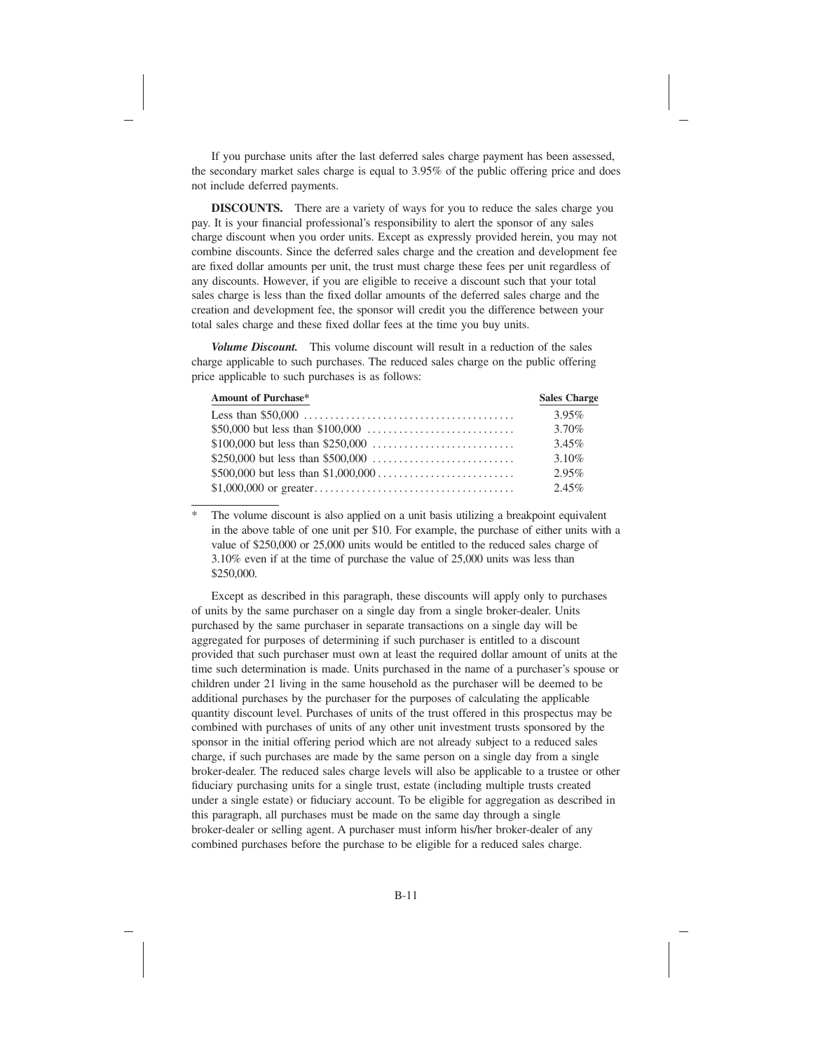If you purchase units after the last deferred sales charge payment has been assessed, the secondary market sales charge is equal to 3.95% of the public offering price and does not include deferred payments.

**DISCOUNTS.** There are a variety of ways for you to reduce the sales charge you pay. It is your financial professional's responsibility to alert the sponsor of any sales charge discount when you order units. Except as expressly provided herein, you may not combine discounts. Since the deferred sales charge and the creation and development fee are fixed dollar amounts per unit, the trust must charge these fees per unit regardless of any discounts. However, if you are eligible to receive a discount such that your total sales charge is less than the fixed dollar amounts of the deferred sales charge and the creation and development fee, the sponsor will credit you the difference between your total sales charge and these fixed dollar fees at the time you buy units.

***Volume Discount.*** This volume discount will result in a reduction of the sales charge applicable to such purchases. The reduced sales charge on the public offering price applicable to such purchases is as follows:

| Amount of Purchase* | Sales Charge |
|---|---|
| Less than $50,000 | 3.95% |
| $50,000 but less than $100,000 | 3.70% |
| $100,000 but less than $250,000 | 3.45% |
| $250,000 but less than $500,000 | 3.10% |
| $500,000 but less than $1,000,000 | 2.95% |
| $1,000,000 or greater | 2.45% |

\* The volume discount is also applied on a unit basis utilizing a breakpoint equivalent in the above table of one unit per $10. For example, the purchase of either units with a value of $250,000 or 25,000 units would be entitled to the reduced sales charge of 3.10% even if at the time of purchase the value of 25,000 units was less than $250,000.

Except as described in this paragraph, these discounts will apply only to purchases of units by the same purchaser on a single day from a single broker-dealer. Units purchased by the same purchaser in separate transactions on a single day will be aggregated for purposes of determining if such purchaser is entitled to a discount provided that such purchaser must own at least the required dollar amount of units at the time such determination is made. Units purchased in the name of a purchaser's spouse or children under 21 living in the same household as the purchaser will be deemed to be additional purchases by the purchaser for the purposes of calculating the applicable quantity discount level. Purchases of units of the trust offered in this prospectus may be combined with purchases of units of any other unit investment trusts sponsored by the sponsor in the initial offering period which are not already subject to a reduced sales charge, if such purchases are made by the same person on a single day from a single broker-dealer. The reduced sales charge levels will also be applicable to a trustee or other fiduciary purchasing units for a single trust, estate (including multiple trusts created under a single estate) or fiduciary account. To be eligible for aggregation as described in this paragraph, all purchases must be made on the same day through a single broker-dealer or selling agent. A purchaser must inform his/her broker-dealer of any combined purchases before the purchase to be eligible for a reduced sales charge.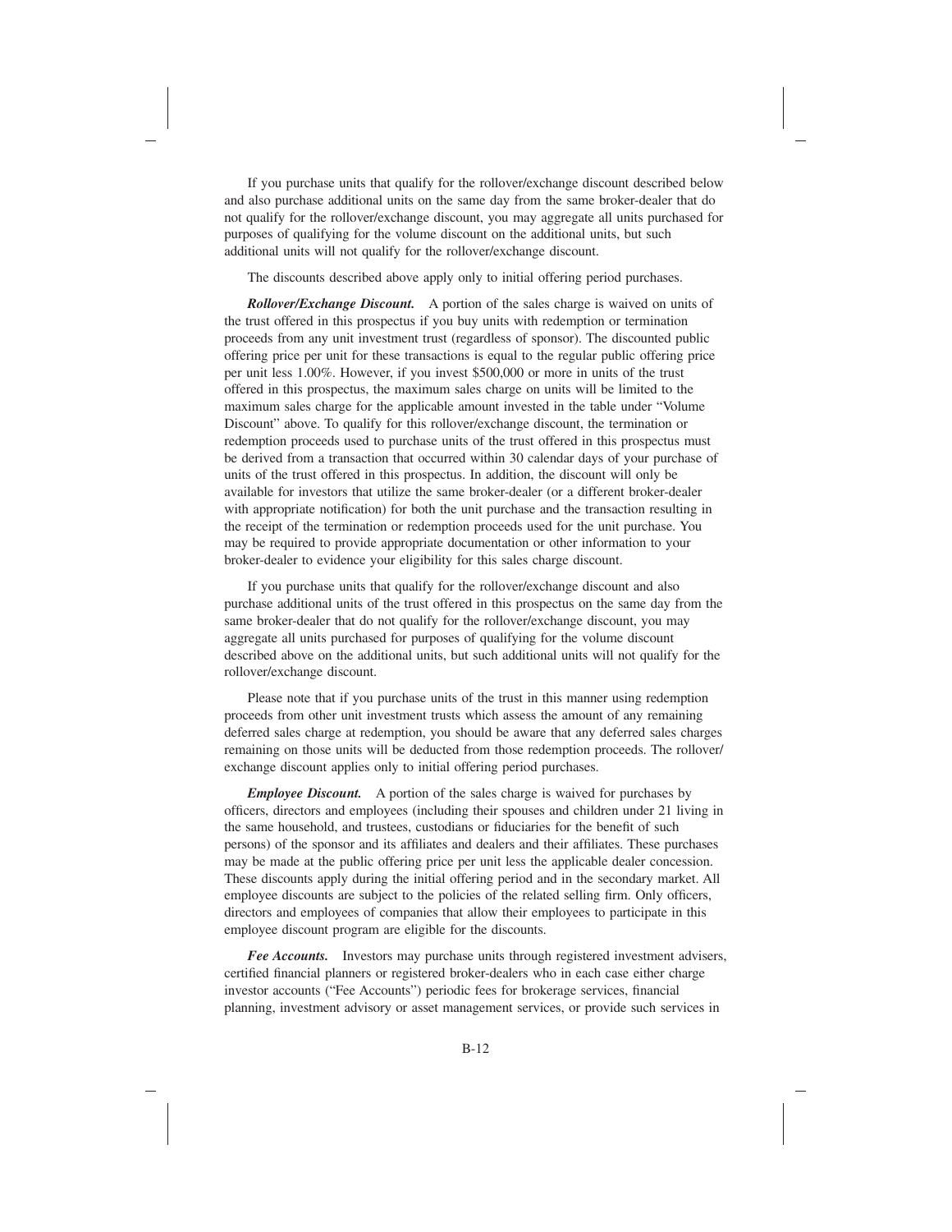If you purchase units that qualify for the rollover/exchange discount described below and also purchase additional units on the same day from the same broker-dealer that do not qualify for the rollover/exchange discount, you may aggregate all units purchased for purposes of qualifying for the volume discount on the additional units, but such additional units will not qualify for the rollover/exchange discount.

The discounts described above apply only to initial offering period purchases.

***Rollover/Exchange Discount.*** A portion of the sales charge is waived on units of the trust offered in this prospectus if you buy units with redemption or termination proceeds from any unit investment trust (regardless of sponsor). The discounted public offering price per unit for these transactions is equal to the regular public offering price per unit less 1.00%. However, if you invest $500,000 or more in units of the trust offered in this prospectus, the maximum sales charge on units will be limited to the maximum sales charge for the applicable amount invested in the table under "Volume Discount" above. To qualify for this rollover/exchange discount, the termination or redemption proceeds used to purchase units of the trust offered in this prospectus must be derived from a transaction that occurred within 30 calendar days of your purchase of units of the trust offered in this prospectus. In addition, the discount will only be available for investors that utilize the same broker-dealer (or a different broker-dealer with appropriate notification) for both the unit purchase and the transaction resulting in the receipt of the termination or redemption proceeds used for the unit purchase. You may be required to provide appropriate documentation or other information to your broker-dealer to evidence your eligibility for this sales charge discount.

If you purchase units that qualify for the rollover/exchange discount and also purchase additional units of the trust offered in this prospectus on the same day from the same broker-dealer that do not qualify for the rollover/exchange discount, you may aggregate all units purchased for purposes of qualifying for the volume discount described above on the additional units, but such additional units will not qualify for the rollover/exchange discount.

Please note that if you purchase units of the trust in this manner using redemption proceeds from other unit investment trusts which assess the amount of any remaining deferred sales charge at redemption, you should be aware that any deferred sales charges remaining on those units will be deducted from those redemption proceeds. The rollover/exchange discount applies only to initial offering period purchases.

***Employee Discount.*** A portion of the sales charge is waived for purchases by officers, directors and employees (including their spouses and children under 21 living in the same household, and trustees, custodians or fiduciaries for the benefit of such persons) of the sponsor and its affiliates and dealers and their affiliates. These purchases may be made at the public offering price per unit less the applicable dealer concession. These discounts apply during the initial offering period and in the secondary market. All employee discounts are subject to the policies of the related selling firm. Only officers, directors and employees of companies that allow their employees to participate in this employee discount program are eligible for the discounts.

***Fee Accounts.*** Investors may purchase units through registered investment advisers, certified financial planners or registered broker-dealers who in each case either charge investor accounts ("Fee Accounts") periodic fees for brokerage services, financial planning, investment advisory or asset management services, or provide such services in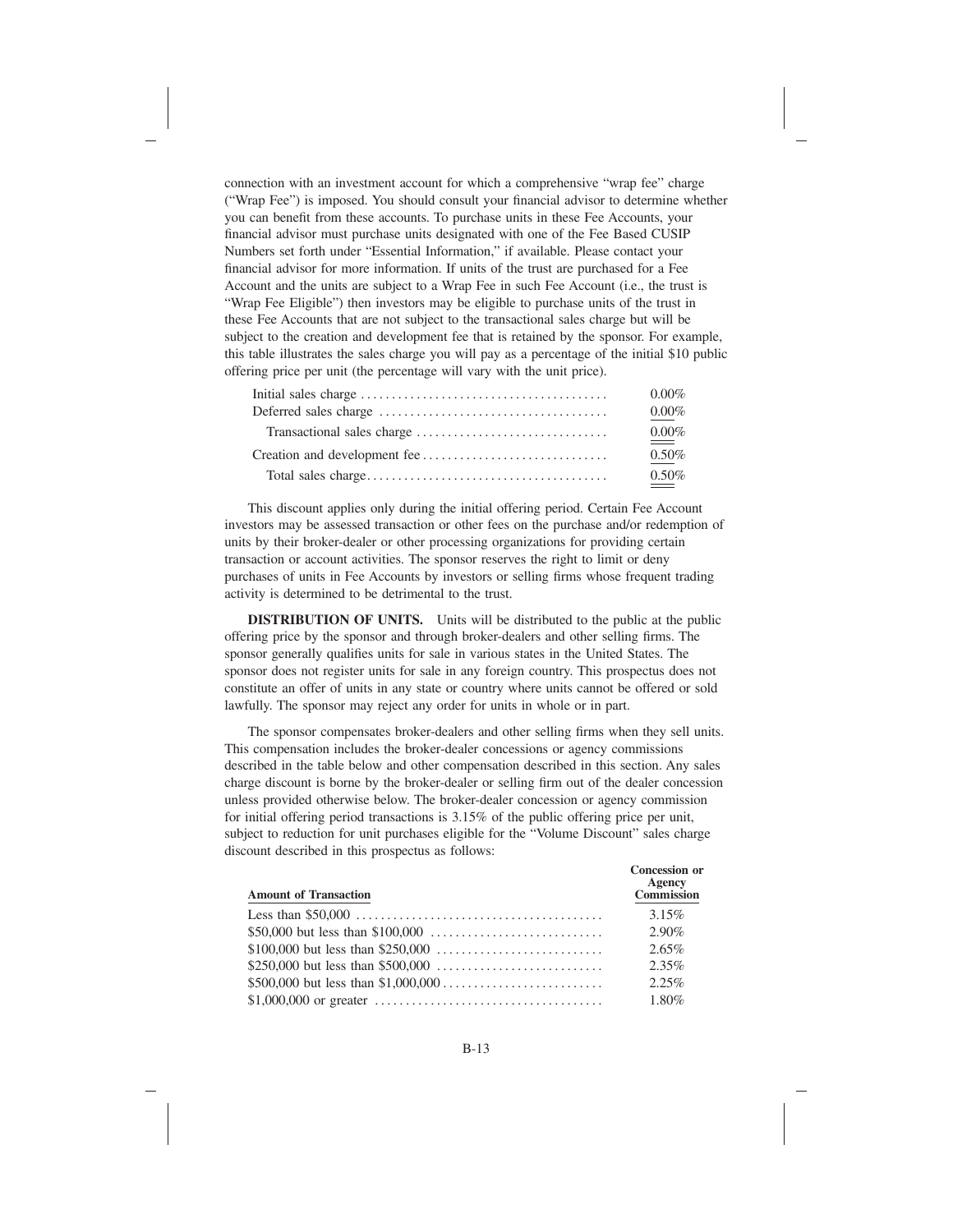connection with an investment account for which a comprehensive "wrap fee" charge ("Wrap Fee") is imposed. You should consult your financial advisor to determine whether you can benefit from these accounts. To purchase units in these Fee Accounts, your financial advisor must purchase units designated with one of the Fee Based CUSIP Numbers set forth under "Essential Information," if available. Please contact your financial advisor for more information. If units of the trust are purchased for a Fee Account and the units are subject to a Wrap Fee in such Fee Account (i.e., the trust is "Wrap Fee Eligible") then investors may be eligible to purchase units of the trust in these Fee Accounts that are not subject to the transactional sales charge but will be subject to the creation and development fee that is retained by the sponsor. For example, this table illustrates the sales charge you will pay as a percentage of the initial $10 public offering price per unit (the percentage will vary with the unit price).

| | |
|---|---|
| Initial sales charge | 0.00% |
| Deferred sales charge | 0.00% |
| Transactional sales charge | 0.00% |
| Creation and development fee | 0.50% |
| Total sales charge | 0.50% |

This discount applies only during the initial offering period. Certain Fee Account investors may be assessed transaction or other fees on the purchase and/or redemption of units by their broker-dealer or other processing organizations for providing certain transaction or account activities. The sponsor reserves the right to limit or deny purchases of units in Fee Accounts by investors or selling firms whose frequent trading activity is determined to be detrimental to the trust.

**DISTRIBUTION OF UNITS.** Units will be distributed to the public at the public offering price by the sponsor and through broker-dealers and other selling firms. The sponsor generally qualifies units for sale in various states in the United States. The sponsor does not register units for sale in any foreign country. This prospectus does not constitute an offer of units in any state or country where units cannot be offered or sold lawfully. The sponsor may reject any order for units in whole or in part.

The sponsor compensates broker-dealers and other selling firms when they sell units. This compensation includes the broker-dealer concessions or agency commissions described in the table below and other compensation described in this section. Any sales charge discount is borne by the broker-dealer or selling firm out of the dealer concession unless provided otherwise below. The broker-dealer concession or agency commission for initial offering period transactions is 3.15% of the public offering price per unit, subject to reduction for unit purchases eligible for the "Volume Discount" sales charge discount described in this prospectus as follows:

| Amount of Transaction | Concession or Agency Commission |
|---|---|
| Less than $50,000 | 3.15% |
| $50,000 but less than $100,000 | 2.90% |
| $100,000 but less than $250,000 | 2.65% |
| $250,000 but less than $500,000 | 2.35% |
| $500,000 but less than $1,000,000 | 2.25% |
| $1,000,000 or greater | 1.80% |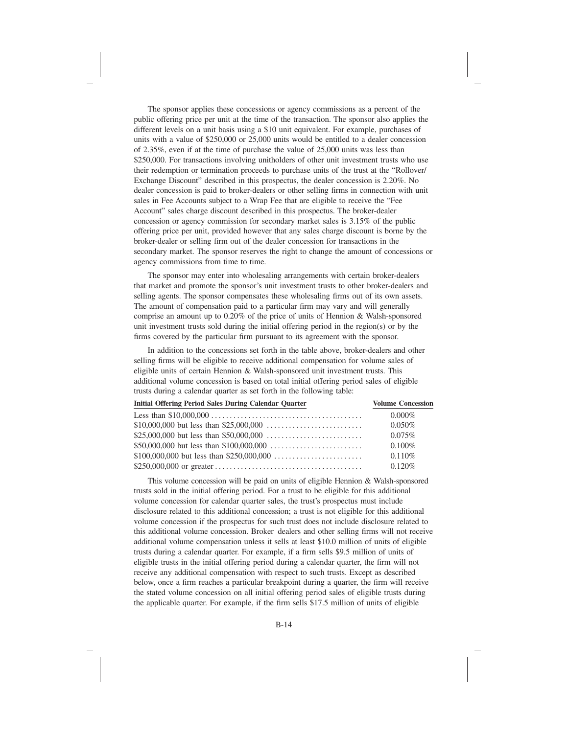The sponsor applies these concessions or agency commissions as a percent of the public offering price per unit at the time of the transaction. The sponsor also applies the different levels on a unit basis using a $10 unit equivalent. For example, purchases of units with a value of $250,000 or 25,000 units would be entitled to a dealer concession of 2.35%, even if at the time of purchase the value of 25,000 units was less than $250,000. For transactions involving unitholders of other unit investment trusts who use their redemption or termination proceeds to purchase units of the trust at the "Rollover/Exchange Discount" described in this prospectus, the dealer concession is 2.20%. No dealer concession is paid to broker-dealers or other selling firms in connection with unit sales in Fee Accounts subject to a Wrap Fee that are eligible to receive the "Fee Account" sales charge discount described in this prospectus. The broker-dealer concession or agency commission for secondary market sales is 3.15% of the public offering price per unit, provided however that any sales charge discount is borne by the broker-dealer or selling firm out of the dealer concession for transactions in the secondary market. The sponsor reserves the right to change the amount of concessions or agency commissions from time to time.

The sponsor may enter into wholesaling arrangements with certain broker-dealers that market and promote the sponsor's unit investment trusts to other broker-dealers and selling agents. The sponsor compensates these wholesaling firms out of its own assets. The amount of compensation paid to a particular firm may vary and will generally comprise an amount up to 0.20% of the price of units of Hennion & Walsh-sponsored unit investment trusts sold during the initial offering period in the region(s) or by the firms covered by the particular firm pursuant to its agreement with the sponsor.

In addition to the concessions set forth in the table above, broker-dealers and other selling firms will be eligible to receive additional compensation for volume sales of eligible units of certain Hennion & Walsh-sponsored unit investment trusts. This additional volume concession is based on total initial offering period sales of eligible trusts during a calendar quarter as set forth in the following table:

| Initial Offering Period Sales During Calendar Quarter | Volume Concession |
|---|---|
| Less than $10,000,000 | 0.000% |
| $10,000,000 but less than $25,000,000 | 0.050% |
| $25,000,000 but less than $50,000,000 | 0.075% |
| $50,000,000 but less than $100,000,000 | 0.100% |
| $100,000,000 but less than $250,000,000 | 0.110% |
| $250,000,000 or greater | 0.120% |

This volume concession will be paid on units of eligible Hennion & Walsh-sponsored trusts sold in the initial offering period. For a trust to be eligible for this additional volume concession for calendar quarter sales, the trust's prospectus must include disclosure related to this additional concession; a trust is not eligible for this additional volume concession if the prospectus for such trust does not include disclosure related to this additional volume concession. Broker dealers and other selling firms will not receive additional volume compensation unless it sells at least $10.0 million of units of eligible trusts during a calendar quarter. For example, if a firm sells $9.5 million of units of eligible trusts in the initial offering period during a calendar quarter, the firm will not receive any additional compensation with respect to such trusts. Except as described below, once a firm reaches a particular breakpoint during a quarter, the firm will receive the stated volume concession on all initial offering period sales of eligible trusts during the applicable quarter. For example, if the firm sells $17.5 million of units of eligible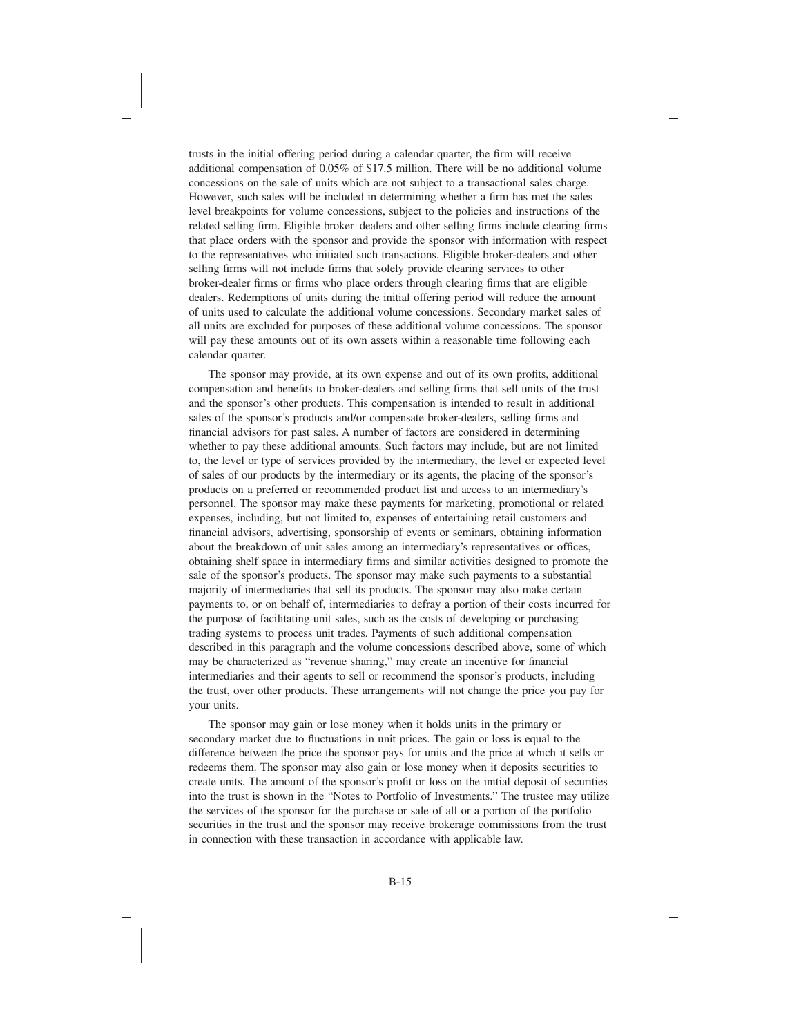trusts in the initial offering period during a calendar quarter, the firm will receive additional compensation of 0.05% of $17.5 million. There will be no additional volume concessions on the sale of units which are not subject to a transactional sales charge. However, such sales will be included in determining whether a firm has met the sales level breakpoints for volume concessions, subject to the policies and instructions of the related selling firm. Eligible broker dealers and other selling firms include clearing firms that place orders with the sponsor and provide the sponsor with information with respect to the representatives who initiated such transactions. Eligible broker-dealers and other selling firms will not include firms that solely provide clearing services to other broker-dealer firms or firms who place orders through clearing firms that are eligible dealers. Redemptions of units during the initial offering period will reduce the amount of units used to calculate the additional volume concessions. Secondary market sales of all units are excluded for purposes of these additional volume concessions. The sponsor will pay these amounts out of its own assets within a reasonable time following each calendar quarter.

The sponsor may provide, at its own expense and out of its own profits, additional compensation and benefits to broker-dealers and selling firms that sell units of the trust and the sponsor's other products. This compensation is intended to result in additional sales of the sponsor's products and/or compensate broker-dealers, selling firms and financial advisors for past sales. A number of factors are considered in determining whether to pay these additional amounts. Such factors may include, but are not limited to, the level or type of services provided by the intermediary, the level or expected level of sales of our products by the intermediary or its agents, the placing of the sponsor's products on a preferred or recommended product list and access to an intermediary's personnel. The sponsor may make these payments for marketing, promotional or related expenses, including, but not limited to, expenses of entertaining retail customers and financial advisors, advertising, sponsorship of events or seminars, obtaining information about the breakdown of unit sales among an intermediary's representatives or offices, obtaining shelf space in intermediary firms and similar activities designed to promote the sale of the sponsor's products. The sponsor may make such payments to a substantial majority of intermediaries that sell its products. The sponsor may also make certain payments to, or on behalf of, intermediaries to defray a portion of their costs incurred for the purpose of facilitating unit sales, such as the costs of developing or purchasing trading systems to process unit trades. Payments of such additional compensation described in this paragraph and the volume concessions described above, some of which may be characterized as "revenue sharing," may create an incentive for financial intermediaries and their agents to sell or recommend the sponsor's products, including the trust, over other products. These arrangements will not change the price you pay for your units.

The sponsor may gain or lose money when it holds units in the primary or secondary market due to fluctuations in unit prices. The gain or loss is equal to the difference between the price the sponsor pays for units and the price at which it sells or redeems them. The sponsor may also gain or lose money when it deposits securities to create units. The amount of the sponsor's profit or loss on the initial deposit of securities into the trust is shown in the "Notes to Portfolio of Investments." The trustee may utilize the services of the sponsor for the purchase or sale of all or a portion of the portfolio securities in the trust and the sponsor may receive brokerage commissions from the trust in connection with these transaction in accordance with applicable law.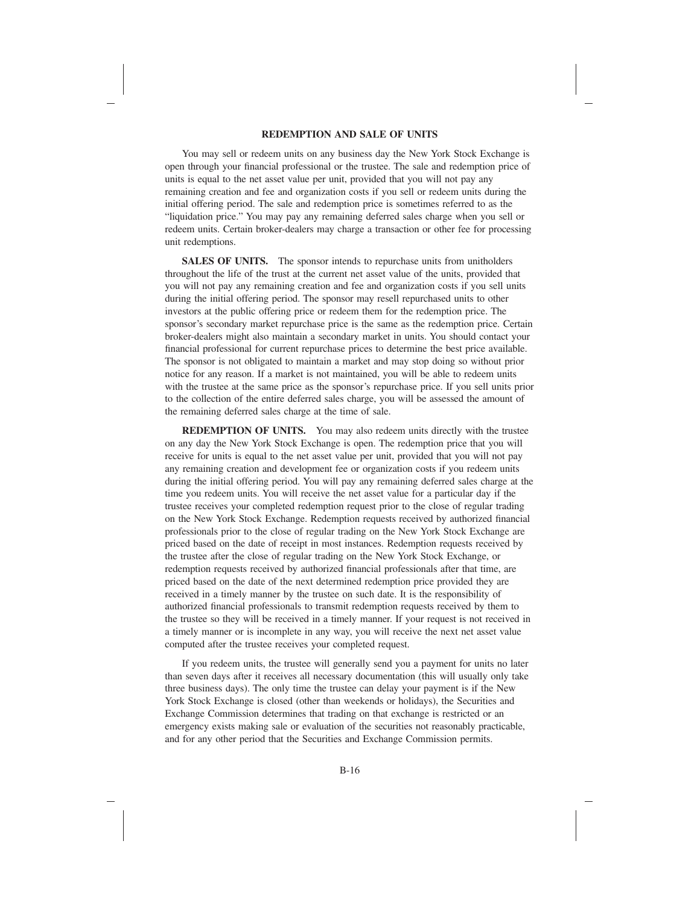## REDEMPTION AND SALE OF UNITS

You may sell or redeem units on any business day the New York Stock Exchange is open through your financial professional or the trustee. The sale and redemption price of units is equal to the net asset value per unit, provided that you will not pay any remaining creation and fee and organization costs if you sell or redeem units during the initial offering period. The sale and redemption price is sometimes referred to as the "liquidation price." You may pay any remaining deferred sales charge when you sell or redeem units. Certain broker-dealers may charge a transaction or other fee for processing unit redemptions.

**SALES OF UNITS.** The sponsor intends to repurchase units from unitholders throughout the life of the trust at the current net asset value of the units, provided that you will not pay any remaining creation and fee and organization costs if you sell units during the initial offering period. The sponsor may resell repurchased units to other investors at the public offering price or redeem them for the redemption price. The sponsor's secondary market repurchase price is the same as the redemption price. Certain broker-dealers might also maintain a secondary market in units. You should contact your financial professional for current repurchase prices to determine the best price available. The sponsor is not obligated to maintain a market and may stop doing so without prior notice for any reason. If a market is not maintained, you will be able to redeem units with the trustee at the same price as the sponsor's repurchase price. If you sell units prior to the collection of the entire deferred sales charge, you will be assessed the amount of the remaining deferred sales charge at the time of sale.

**REDEMPTION OF UNITS.** You may also redeem units directly with the trustee on any day the New York Stock Exchange is open. The redemption price that you will receive for units is equal to the net asset value per unit, provided that you will not pay any remaining creation and development fee or organization costs if you redeem units during the initial offering period. You will pay any remaining deferred sales charge at the time you redeem units. You will receive the net asset value for a particular day if the trustee receives your completed redemption request prior to the close of regular trading on the New York Stock Exchange. Redemption requests received by authorized financial professionals prior to the close of regular trading on the New York Stock Exchange are priced based on the date of receipt in most instances. Redemption requests received by the trustee after the close of regular trading on the New York Stock Exchange, or redemption requests received by authorized financial professionals after that time, are priced based on the date of the next determined redemption price provided they are received in a timely manner by the trustee on such date. It is the responsibility of authorized financial professionals to transmit redemption requests received by them to the trustee so they will be received in a timely manner. If your request is not received in a timely manner or is incomplete in any way, you will receive the next net asset value computed after the trustee receives your completed request.

If you redeem units, the trustee will generally send you a payment for units no later than seven days after it receives all necessary documentation (this will usually only take three business days). The only time the trustee can delay your payment is if the New York Stock Exchange is closed (other than weekends or holidays), the Securities and Exchange Commission determines that trading on that exchange is restricted or an emergency exists making sale or evaluation of the securities not reasonably practicable, and for any other period that the Securities and Exchange Commission permits.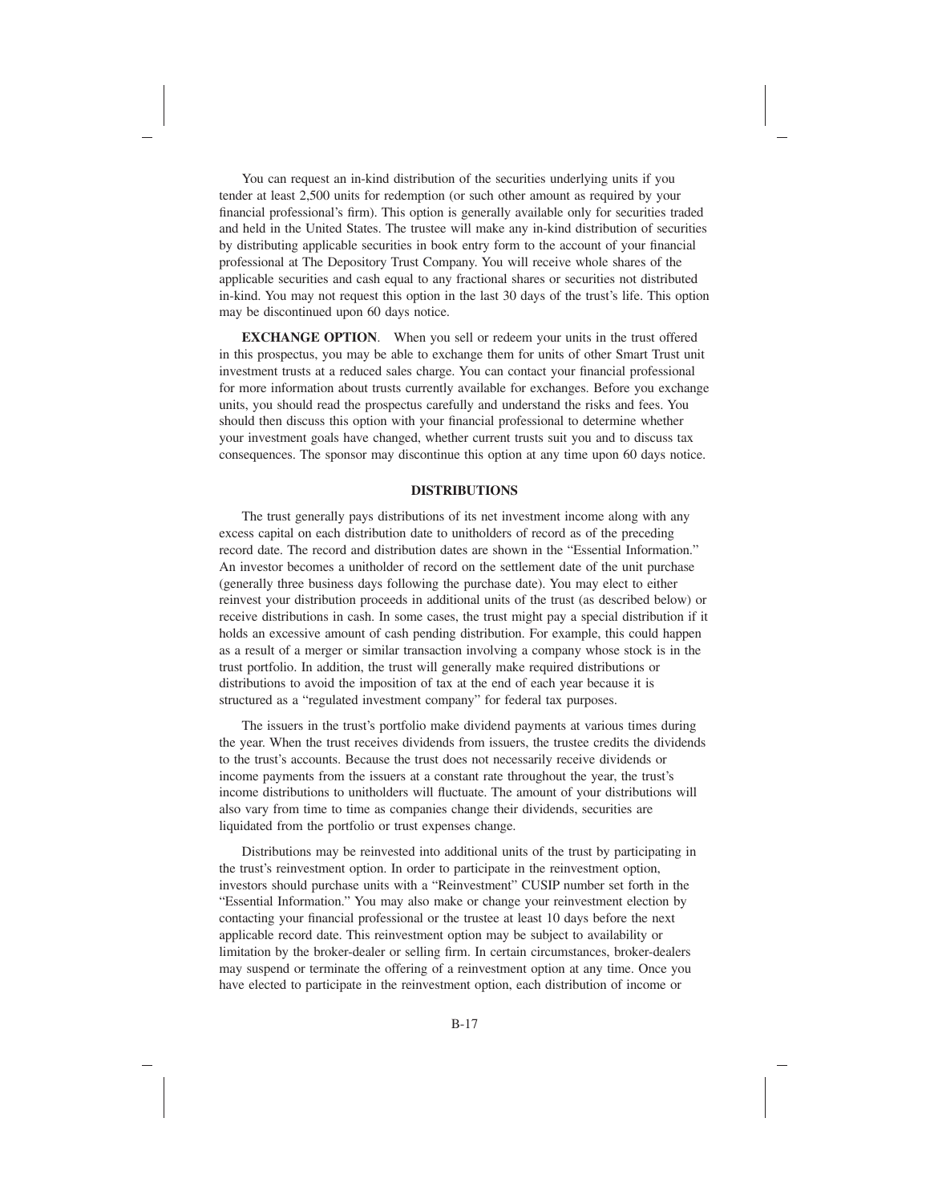You can request an in-kind distribution of the securities underlying units if you tender at least 2,500 units for redemption (or such other amount as required by your financial professional's firm). This option is generally available only for securities traded and held in the United States. The trustee will make any in-kind distribution of securities by distributing applicable securities in book entry form to the account of your financial professional at The Depository Trust Company. You will receive whole shares of the applicable securities and cash equal to any fractional shares or securities not distributed in-kind. You may not request this option in the last 30 days of the trust's life. This option may be discontinued upon 60 days notice.

**EXCHANGE OPTION**. When you sell or redeem your units in the trust offered in this prospectus, you may be able to exchange them for units of other Smart Trust unit investment trusts at a reduced sales charge. You can contact your financial professional for more information about trusts currently available for exchanges. Before you exchange units, you should read the prospectus carefully and understand the risks and fees. You should then discuss this option with your financial professional to determine whether your investment goals have changed, whether current trusts suit you and to discuss tax consequences. The sponsor may discontinue this option at any time upon 60 days notice.

## DISTRIBUTIONS

The trust generally pays distributions of its net investment income along with any excess capital on each distribution date to unitholders of record as of the preceding record date. The record and distribution dates are shown in the "Essential Information." An investor becomes a unitholder of record on the settlement date of the unit purchase (generally three business days following the purchase date). You may elect to either reinvest your distribution proceeds in additional units of the trust (as described below) or receive distributions in cash. In some cases, the trust might pay a special distribution if it holds an excessive amount of cash pending distribution. For example, this could happen as a result of a merger or similar transaction involving a company whose stock is in the trust portfolio. In addition, the trust will generally make required distributions or distributions to avoid the imposition of tax at the end of each year because it is structured as a "regulated investment company" for federal tax purposes.

The issuers in the trust's portfolio make dividend payments at various times during the year. When the trust receives dividends from issuers, the trustee credits the dividends to the trust's accounts. Because the trust does not necessarily receive dividends or income payments from the issuers at a constant rate throughout the year, the trust's income distributions to unitholders will fluctuate. The amount of your distributions will also vary from time to time as companies change their dividends, securities are liquidated from the portfolio or trust expenses change.

Distributions may be reinvested into additional units of the trust by participating in the trust's reinvestment option. In order to participate in the reinvestment option, investors should purchase units with a "Reinvestment" CUSIP number set forth in the "Essential Information." You may also make or change your reinvestment election by contacting your financial professional or the trustee at least 10 days before the next applicable record date. This reinvestment option may be subject to availability or limitation by the broker-dealer or selling firm. In certain circumstances, broker-dealers may suspend or terminate the offering of a reinvestment option at any time. Once you have elected to participate in the reinvestment option, each distribution of income or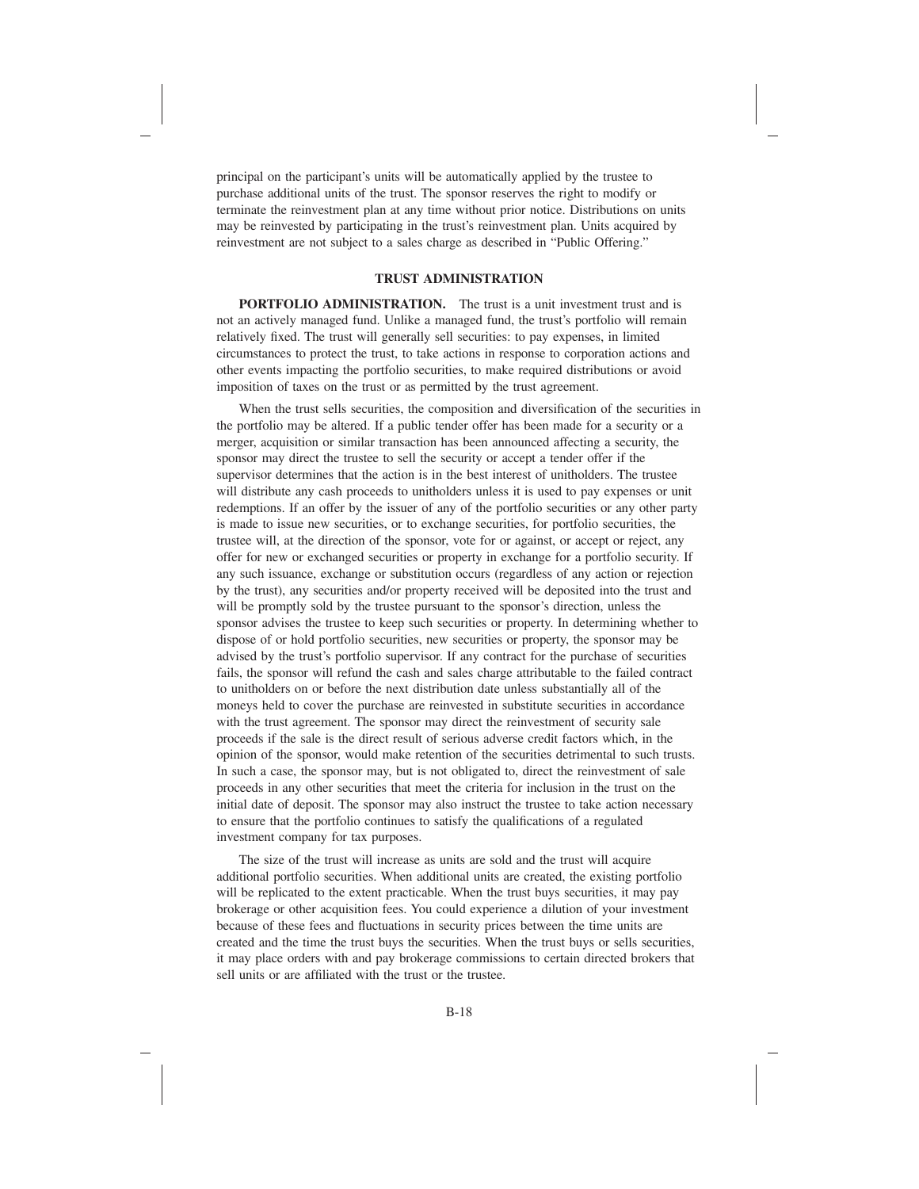principal on the participant's units will be automatically applied by the trustee to purchase additional units of the trust. The sponsor reserves the right to modify or terminate the reinvestment plan at any time without prior notice. Distributions on units may be reinvested by participating in the trust's reinvestment plan. Units acquired by reinvestment are not subject to a sales charge as described in "Public Offering."

## TRUST ADMINISTRATION

**PORTFOLIO ADMINISTRATION.** The trust is a unit investment trust and is not an actively managed fund. Unlike a managed fund, the trust's portfolio will remain relatively fixed. The trust will generally sell securities: to pay expenses, in limited circumstances to protect the trust, to take actions in response to corporation actions and other events impacting the portfolio securities, to make required distributions or avoid imposition of taxes on the trust or as permitted by the trust agreement.

When the trust sells securities, the composition and diversification of the securities in the portfolio may be altered. If a public tender offer has been made for a security or a merger, acquisition or similar transaction has been announced affecting a security, the sponsor may direct the trustee to sell the security or accept a tender offer if the supervisor determines that the action is in the best interest of unitholders. The trustee will distribute any cash proceeds to unitholders unless it is used to pay expenses or unit redemptions. If an offer by the issuer of any of the portfolio securities or any other party is made to issue new securities, or to exchange securities, for portfolio securities, the trustee will, at the direction of the sponsor, vote for or against, or accept or reject, any offer for new or exchanged securities or property in exchange for a portfolio security. If any such issuance, exchange or substitution occurs (regardless of any action or rejection by the trust), any securities and/or property received will be deposited into the trust and will be promptly sold by the trustee pursuant to the sponsor's direction, unless the sponsor advises the trustee to keep such securities or property. In determining whether to dispose of or hold portfolio securities, new securities or property, the sponsor may be advised by the trust's portfolio supervisor. If any contract for the purchase of securities fails, the sponsor will refund the cash and sales charge attributable to the failed contract to unitholders on or before the next distribution date unless substantially all of the moneys held to cover the purchase are reinvested in substitute securities in accordance with the trust agreement. The sponsor may direct the reinvestment of security sale proceeds if the sale is the direct result of serious adverse credit factors which, in the opinion of the sponsor, would make retention of the securities detrimental to such trusts. In such a case, the sponsor may, but is not obligated to, direct the reinvestment of sale proceeds in any other securities that meet the criteria for inclusion in the trust on the initial date of deposit. The sponsor may also instruct the trustee to take action necessary to ensure that the portfolio continues to satisfy the qualifications of a regulated investment company for tax purposes.

The size of the trust will increase as units are sold and the trust will acquire additional portfolio securities. When additional units are created, the existing portfolio will be replicated to the extent practicable. When the trust buys securities, it may pay brokerage or other acquisition fees. You could experience a dilution of your investment because of these fees and fluctuations in security prices between the time units are created and the time the trust buys the securities. When the trust buys or sells securities, it may place orders with and pay brokerage commissions to certain directed brokers that sell units or are affiliated with the trust or the trustee.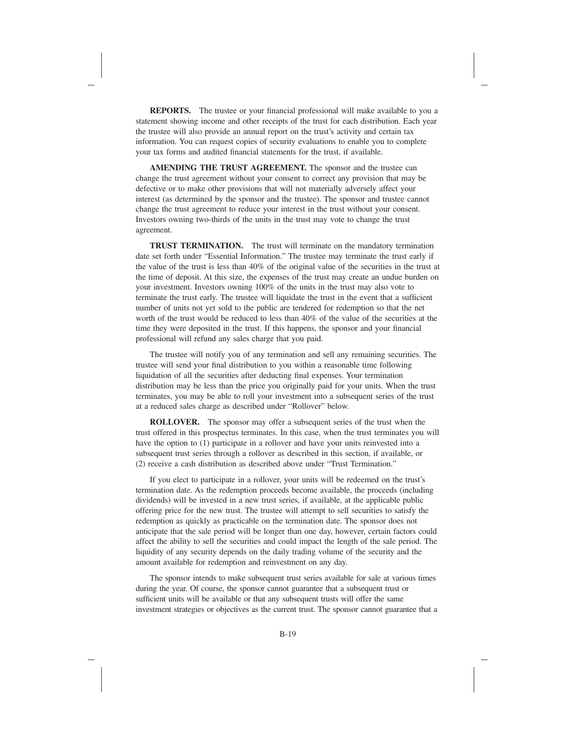**REPORTS.** The trustee or your financial professional will make available to you a statement showing income and other receipts of the trust for each distribution. Each year the trustee will also provide an annual report on the trust's activity and certain tax information. You can request copies of security evaluations to enable you to complete your tax forms and audited financial statements for the trust, if available.

**AMENDING THE TRUST AGREEMENT.** The sponsor and the trustee can change the trust agreement without your consent to correct any provision that may be defective or to make other provisions that will not materially adversely affect your interest (as determined by the sponsor and the trustee). The sponsor and trustee cannot change the trust agreement to reduce your interest in the trust without your consent. Investors owning two-thirds of the units in the trust may vote to change the trust agreement.

**TRUST TERMINATION.** The trust will terminate on the mandatory termination date set forth under "Essential Information." The trustee may terminate the trust early if the value of the trust is less than 40% of the original value of the securities in the trust at the time of deposit. At this size, the expenses of the trust may create an undue burden on your investment. Investors owning 100% of the units in the trust may also vote to terminate the trust early. The trustee will liquidate the trust in the event that a sufficient number of units not yet sold to the public are tendered for redemption so that the net worth of the trust would be reduced to less than 40% of the value of the securities at the time they were deposited in the trust. If this happens, the sponsor and your financial professional will refund any sales charge that you paid.

The trustee will notify you of any termination and sell any remaining securities. The trustee will send your final distribution to you within a reasonable time following liquidation of all the securities after deducting final expenses. Your termination distribution may be less than the price you originally paid for your units. When the trust terminates, you may be able to roll your investment into a subsequent series of the trust at a reduced sales charge as described under "Rollover" below.

**ROLLOVER.** The sponsor may offer a subsequent series of the trust when the trust offered in this prospectus terminates. In this case, when the trust terminates you will have the option to (1) participate in a rollover and have your units reinvested into a subsequent trust series through a rollover as described in this section, if available, or (2) receive a cash distribution as described above under "Trust Termination."

If you elect to participate in a rollover, your units will be redeemed on the trust's termination date. As the redemption proceeds become available, the proceeds (including dividends) will be invested in a new trust series, if available, at the applicable public offering price for the new trust. The trustee will attempt to sell securities to satisfy the redemption as quickly as practicable on the termination date. The sponsor does not anticipate that the sale period will be longer than one day, however, certain factors could affect the ability to sell the securities and could impact the length of the sale period. The liquidity of any security depends on the daily trading volume of the security and the amount available for redemption and reinvestment on any day.

The sponsor intends to make subsequent trust series available for sale at various times during the year. Of course, the sponsor cannot guarantee that a subsequent trust or sufficient units will be available or that any subsequent trusts will offer the same investment strategies or objectives as the current trust. The sponsor cannot guarantee that a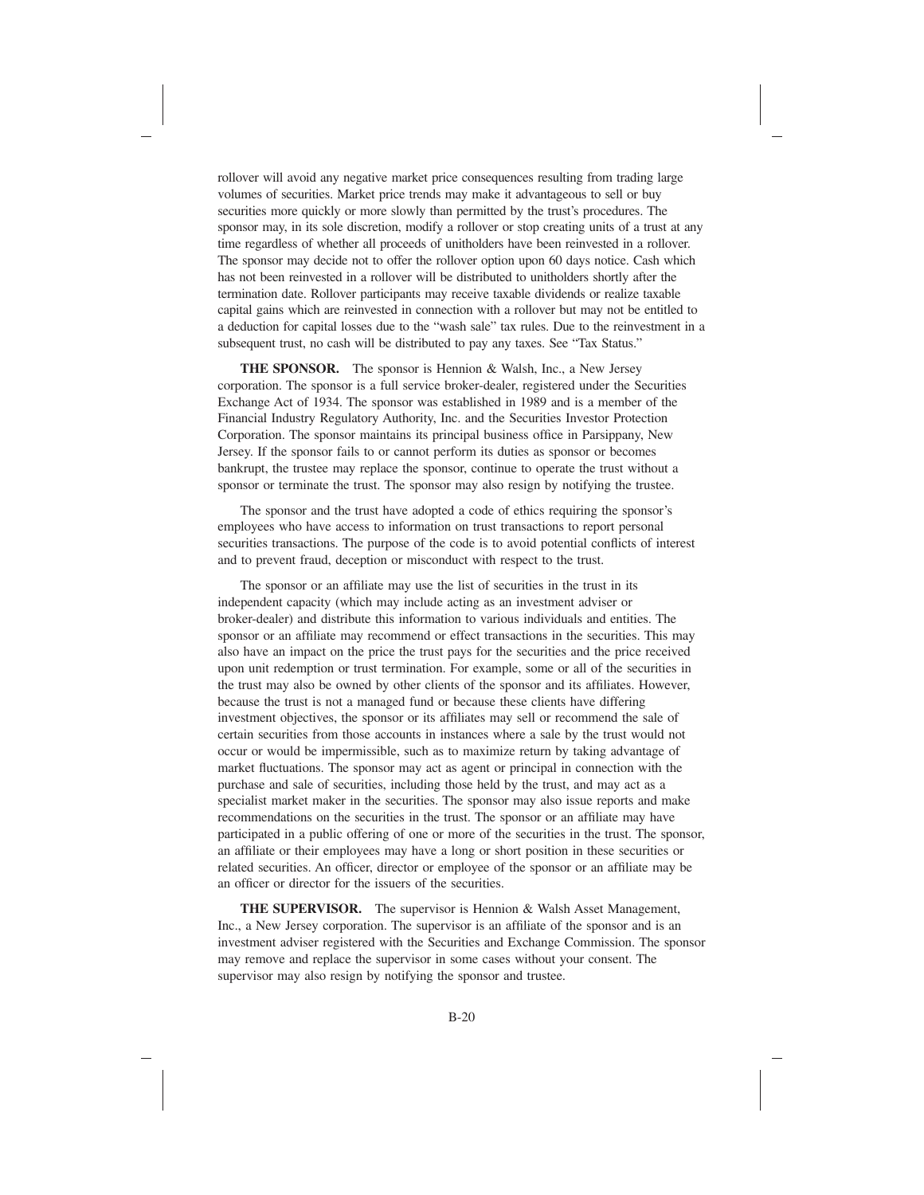rollover will avoid any negative market price consequences resulting from trading large volumes of securities. Market price trends may make it advantageous to sell or buy securities more quickly or more slowly than permitted by the trust's procedures. The sponsor may, in its sole discretion, modify a rollover or stop creating units of a trust at any time regardless of whether all proceeds of unitholders have been reinvested in a rollover. The sponsor may decide not to offer the rollover option upon 60 days notice. Cash which has not been reinvested in a rollover will be distributed to unitholders shortly after the termination date. Rollover participants may receive taxable dividends or realize taxable capital gains which are reinvested in connection with a rollover but may not be entitled to a deduction for capital losses due to the "wash sale" tax rules. Due to the reinvestment in a subsequent trust, no cash will be distributed to pay any taxes. See "Tax Status."

**THE SPONSOR.** The sponsor is Hennion & Walsh, Inc., a New Jersey corporation. The sponsor is a full service broker-dealer, registered under the Securities Exchange Act of 1934. The sponsor was established in 1989 and is a member of the Financial Industry Regulatory Authority, Inc. and the Securities Investor Protection Corporation. The sponsor maintains its principal business office in Parsippany, New Jersey. If the sponsor fails to or cannot perform its duties as sponsor or becomes bankrupt, the trustee may replace the sponsor, continue to operate the trust without a sponsor or terminate the trust. The sponsor may also resign by notifying the trustee.

The sponsor and the trust have adopted a code of ethics requiring the sponsor's employees who have access to information on trust transactions to report personal securities transactions. The purpose of the code is to avoid potential conflicts of interest and to prevent fraud, deception or misconduct with respect to the trust.

The sponsor or an affiliate may use the list of securities in the trust in its independent capacity (which may include acting as an investment adviser or broker-dealer) and distribute this information to various individuals and entities. The sponsor or an affiliate may recommend or effect transactions in the securities. This may also have an impact on the price the trust pays for the securities and the price received upon unit redemption or trust termination. For example, some or all of the securities in the trust may also be owned by other clients of the sponsor and its affiliates. However, because the trust is not a managed fund or because these clients have differing investment objectives, the sponsor or its affiliates may sell or recommend the sale of certain securities from those accounts in instances where a sale by the trust would not occur or would be impermissible, such as to maximize return by taking advantage of market fluctuations. The sponsor may act as agent or principal in connection with the purchase and sale of securities, including those held by the trust, and may act as a specialist market maker in the securities. The sponsor may also issue reports and make recommendations on the securities in the trust. The sponsor or an affiliate may have participated in a public offering of one or more of the securities in the trust. The sponsor, an affiliate or their employees may have a long or short position in these securities or related securities. An officer, director or employee of the sponsor or an affiliate may be an officer or director for the issuers of the securities.

**THE SUPERVISOR.** The supervisor is Hennion & Walsh Asset Management, Inc., a New Jersey corporation. The supervisor is an affiliate of the sponsor and is an investment adviser registered with the Securities and Exchange Commission. The sponsor may remove and replace the supervisor in some cases without your consent. The supervisor may also resign by notifying the sponsor and trustee.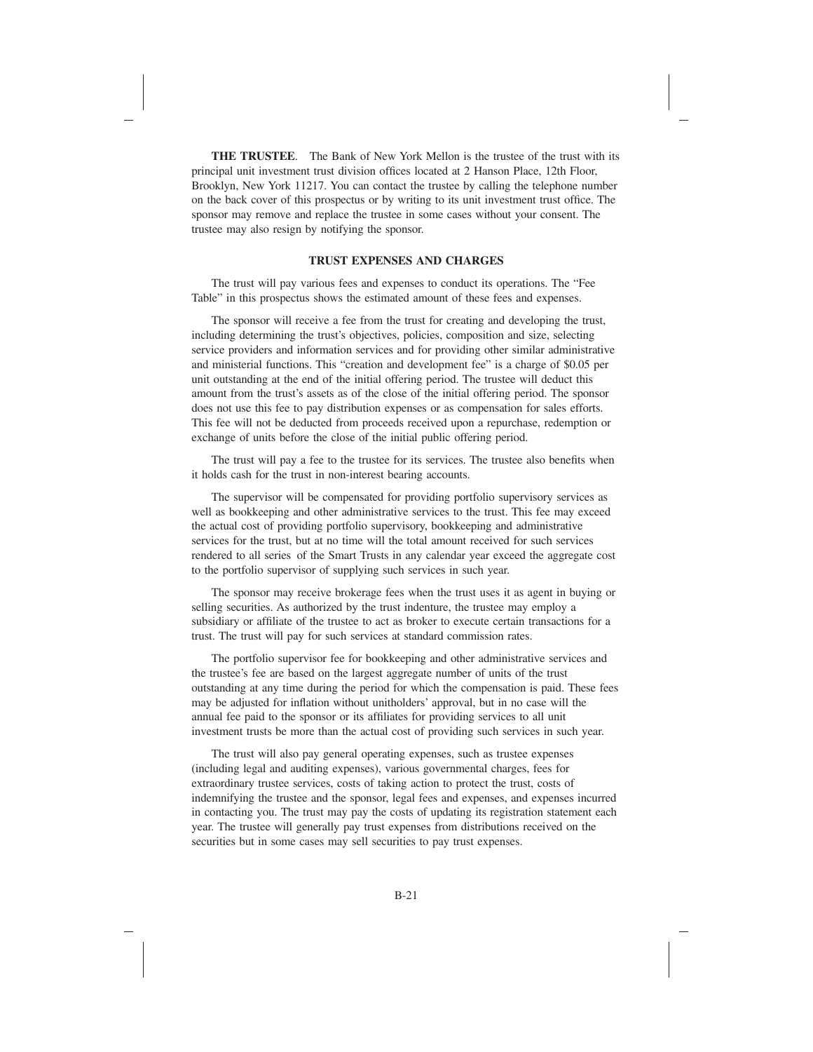**THE TRUSTEE**. The Bank of New York Mellon is the trustee of the trust with its principal unit investment trust division offices located at 2 Hanson Place, 12th Floor, Brooklyn, New York 11217. You can contact the trustee by calling the telephone number on the back cover of this prospectus or by writing to its unit investment trust office. The sponsor may remove and replace the trustee in some cases without your consent. The trustee may also resign by notifying the sponsor.

## TRUST EXPENSES AND CHARGES

The trust will pay various fees and expenses to conduct its operations. The "Fee Table" in this prospectus shows the estimated amount of these fees and expenses.

The sponsor will receive a fee from the trust for creating and developing the trust, including determining the trust's objectives, policies, composition and size, selecting service providers and information services and for providing other similar administrative and ministerial functions. This "creation and development fee" is a charge of $0.05 per unit outstanding at the end of the initial offering period. The trustee will deduct this amount from the trust's assets as of the close of the initial offering period. The sponsor does not use this fee to pay distribution expenses or as compensation for sales efforts. This fee will not be deducted from proceeds received upon a repurchase, redemption or exchange of units before the close of the initial public offering period.

The trust will pay a fee to the trustee for its services. The trustee also benefits when it holds cash for the trust in non-interest bearing accounts.

The supervisor will be compensated for providing portfolio supervisory services as well as bookkeeping and other administrative services to the trust. This fee may exceed the actual cost of providing portfolio supervisory, bookkeeping and administrative services for the trust, but at no time will the total amount received for such services rendered to all series of the Smart Trusts in any calendar year exceed the aggregate cost to the portfolio supervisor of supplying such services in such year.

The sponsor may receive brokerage fees when the trust uses it as agent in buying or selling securities. As authorized by the trust indenture, the trustee may employ a subsidiary or affiliate of the trustee to act as broker to execute certain transactions for a trust. The trust will pay for such services at standard commission rates.

The portfolio supervisor fee for bookkeeping and other administrative services and the trustee's fee are based on the largest aggregate number of units of the trust outstanding at any time during the period for which the compensation is paid. These fees may be adjusted for inflation without unitholders' approval, but in no case will the annual fee paid to the sponsor or its affiliates for providing services to all unit investment trusts be more than the actual cost of providing such services in such year.

The trust will also pay general operating expenses, such as trustee expenses (including legal and auditing expenses), various governmental charges, fees for extraordinary trustee services, costs of taking action to protect the trust, costs of indemnifying the trustee and the sponsor, legal fees and expenses, and expenses incurred in contacting you. The trust may pay the costs of updating its registration statement each year. The trustee will generally pay trust expenses from distributions received on the securities but in some cases may sell securities to pay trust expenses.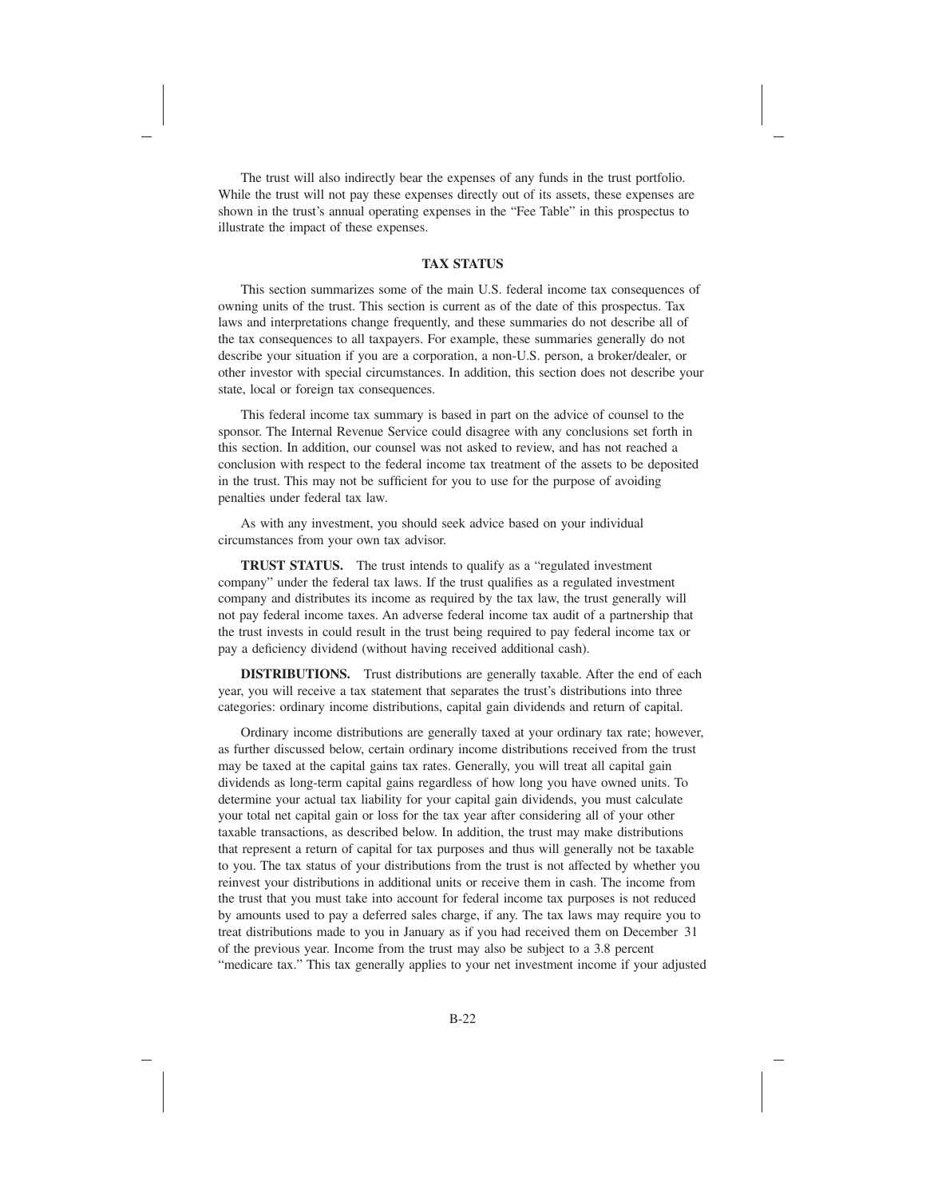The trust will also indirectly bear the expenses of any funds in the trust portfolio. While the trust will not pay these expenses directly out of its assets, these expenses are shown in the trust's annual operating expenses in the "Fee Table" in this prospectus to illustrate the impact of these expenses.

## TAX STATUS

This section summarizes some of the main U.S. federal income tax consequences of owning units of the trust. This section is current as of the date of this prospectus. Tax laws and interpretations change frequently, and these summaries do not describe all of the tax consequences to all taxpayers. For example, these summaries generally do not describe your situation if you are a corporation, a non-U.S. person, a broker/dealer, or other investor with special circumstances. In addition, this section does not describe your state, local or foreign tax consequences.

This federal income tax summary is based in part on the advice of counsel to the sponsor. The Internal Revenue Service could disagree with any conclusions set forth in this section. In addition, our counsel was not asked to review, and has not reached a conclusion with respect to the federal income tax treatment of the assets to be deposited in the trust. This may not be sufficient for you to use for the purpose of avoiding penalties under federal tax law.

As with any investment, you should seek advice based on your individual circumstances from your own tax advisor.

**TRUST STATUS.** The trust intends to qualify as a "regulated investment company" under the federal tax laws. If the trust qualifies as a regulated investment company and distributes its income as required by the tax law, the trust generally will not pay federal income taxes. An adverse federal income tax audit of a partnership that the trust invests in could result in the trust being required to pay federal income tax or pay a deficiency dividend (without having received additional cash).

**DISTRIBUTIONS.** Trust distributions are generally taxable. After the end of each year, you will receive a tax statement that separates the trust's distributions into three categories: ordinary income distributions, capital gain dividends and return of capital.

Ordinary income distributions are generally taxed at your ordinary tax rate; however, as further discussed below, certain ordinary income distributions received from the trust may be taxed at the capital gains tax rates. Generally, you will treat all capital gain dividends as long-term capital gains regardless of how long you have owned units. To determine your actual tax liability for your capital gain dividends, you must calculate your total net capital gain or loss for the tax year after considering all of your other taxable transactions, as described below. In addition, the trust may make distributions that represent a return of capital for tax purposes and thus will generally not be taxable to you. The tax status of your distributions from the trust is not affected by whether you reinvest your distributions in additional units or receive them in cash. The income from the trust that you must take into account for federal income tax purposes is not reduced by amounts used to pay a deferred sales charge, if any. The tax laws may require you to treat distributions made to you in January as if you had received them on December 31 of the previous year. Income from the trust may also be subject to a 3.8 percent "medicare tax." This tax generally applies to your net investment income if your adjusted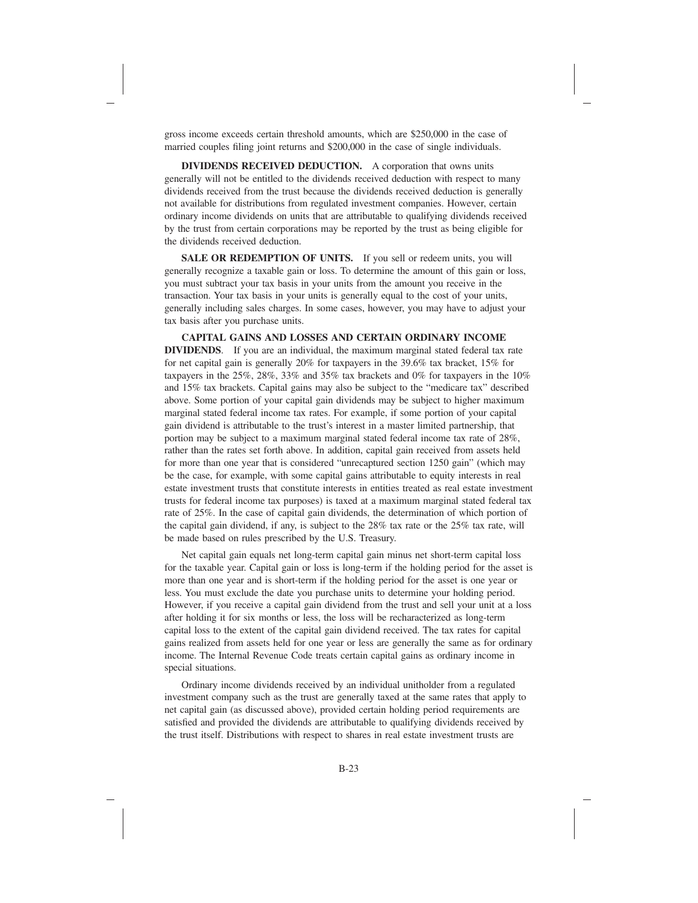gross income exceeds certain threshold amounts, which are $250,000 in the case of married couples filing joint returns and $200,000 in the case of single individuals.

**DIVIDENDS RECEIVED DEDUCTION.** A corporation that owns units generally will not be entitled to the dividends received deduction with respect to many dividends received from the trust because the dividends received deduction is generally not available for distributions from regulated investment companies. However, certain ordinary income dividends on units that are attributable to qualifying dividends received by the trust from certain corporations may be reported by the trust as being eligible for the dividends received deduction.

**SALE OR REDEMPTION OF UNITS.** If you sell or redeem units, you will generally recognize a taxable gain or loss. To determine the amount of this gain or loss, you must subtract your tax basis in your units from the amount you receive in the transaction. Your tax basis in your units is generally equal to the cost of your units, generally including sales charges. In some cases, however, you may have to adjust your tax basis after you purchase units.

**CAPITAL GAINS AND LOSSES AND CERTAIN ORDINARY INCOME DIVIDENDS**. If you are an individual, the maximum marginal stated federal tax rate for net capital gain is generally 20% for taxpayers in the 39.6% tax bracket, 15% for taxpayers in the 25%, 28%, 33% and 35% tax brackets and 0% for taxpayers in the 10% and 15% tax brackets. Capital gains may also be subject to the "medicare tax" described above. Some portion of your capital gain dividends may be subject to higher maximum marginal stated federal income tax rates. For example, if some portion of your capital gain dividend is attributable to the trust's interest in a master limited partnership, that portion may be subject to a maximum marginal stated federal income tax rate of 28%, rather than the rates set forth above. In addition, capital gain received from assets held for more than one year that is considered "unrecaptured section 1250 gain" (which may be the case, for example, with some capital gains attributable to equity interests in real estate investment trusts that constitute interests in entities treated as real estate investment trusts for federal income tax purposes) is taxed at a maximum marginal stated federal tax rate of 25%. In the case of capital gain dividends, the determination of which portion of the capital gain dividend, if any, is subject to the 28% tax rate or the 25% tax rate, will be made based on rules prescribed by the U.S. Treasury.

Net capital gain equals net long-term capital gain minus net short-term capital loss for the taxable year. Capital gain or loss is long-term if the holding period for the asset is more than one year and is short-term if the holding period for the asset is one year or less. You must exclude the date you purchase units to determine your holding period. However, if you receive a capital gain dividend from the trust and sell your unit at a loss after holding it for six months or less, the loss will be recharacterized as long-term capital loss to the extent of the capital gain dividend received. The tax rates for capital gains realized from assets held for one year or less are generally the same as for ordinary income. The Internal Revenue Code treats certain capital gains as ordinary income in special situations.

Ordinary income dividends received by an individual unitholder from a regulated investment company such as the trust are generally taxed at the same rates that apply to net capital gain (as discussed above), provided certain holding period requirements are satisfied and provided the dividends are attributable to qualifying dividends received by the trust itself. Distributions with respect to shares in real estate investment trusts are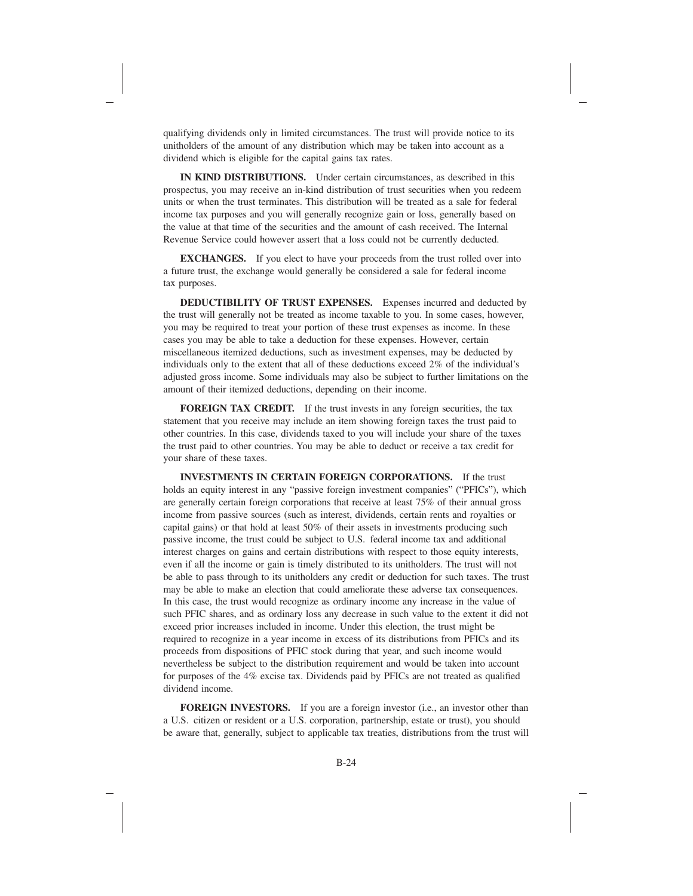qualifying dividends only in limited circumstances. The trust will provide notice to its unitholders of the amount of any distribution which may be taken into account as a dividend which is eligible for the capital gains tax rates.

**IN KIND DISTRIBUTIONS.** Under certain circumstances, as described in this prospectus, you may receive an in-kind distribution of trust securities when you redeem units or when the trust terminates. This distribution will be treated as a sale for federal income tax purposes and you will generally recognize gain or loss, generally based on the value at that time of the securities and the amount of cash received. The Internal Revenue Service could however assert that a loss could not be currently deducted.

**EXCHANGES.** If you elect to have your proceeds from the trust rolled over into a future trust, the exchange would generally be considered a sale for federal income tax purposes.

**DEDUCTIBILITY OF TRUST EXPENSES.** Expenses incurred and deducted by the trust will generally not be treated as income taxable to you. In some cases, however, you may be required to treat your portion of these trust expenses as income. In these cases you may be able to take a deduction for these expenses. However, certain miscellaneous itemized deductions, such as investment expenses, may be deducted by individuals only to the extent that all of these deductions exceed 2% of the individual's adjusted gross income. Some individuals may also be subject to further limitations on the amount of their itemized deductions, depending on their income.

**FOREIGN TAX CREDIT.** If the trust invests in any foreign securities, the tax statement that you receive may include an item showing foreign taxes the trust paid to other countries. In this case, dividends taxed to you will include your share of the taxes the trust paid to other countries. You may be able to deduct or receive a tax credit for your share of these taxes.

**INVESTMENTS IN CERTAIN FOREIGN CORPORATIONS.** If the trust holds an equity interest in any "passive foreign investment companies" ("PFICs"), which are generally certain foreign corporations that receive at least 75% of their annual gross income from passive sources (such as interest, dividends, certain rents and royalties or capital gains) or that hold at least 50% of their assets in investments producing such passive income, the trust could be subject to U.S. federal income tax and additional interest charges on gains and certain distributions with respect to those equity interests, even if all the income or gain is timely distributed to its unitholders. The trust will not be able to pass through to its unitholders any credit or deduction for such taxes. The trust may be able to make an election that could ameliorate these adverse tax consequences. In this case, the trust would recognize as ordinary income any increase in the value of such PFIC shares, and as ordinary loss any decrease in such value to the extent it did not exceed prior increases included in income. Under this election, the trust might be required to recognize in a year income in excess of its distributions from PFICs and its proceeds from dispositions of PFIC stock during that year, and such income would nevertheless be subject to the distribution requirement and would be taken into account for purposes of the 4% excise tax. Dividends paid by PFICs are not treated as qualified dividend income.

**FOREIGN INVESTORS.** If you are a foreign investor (i.e., an investor other than a U.S. citizen or resident or a U.S. corporation, partnership, estate or trust), you should be aware that, generally, subject to applicable tax treaties, distributions from the trust will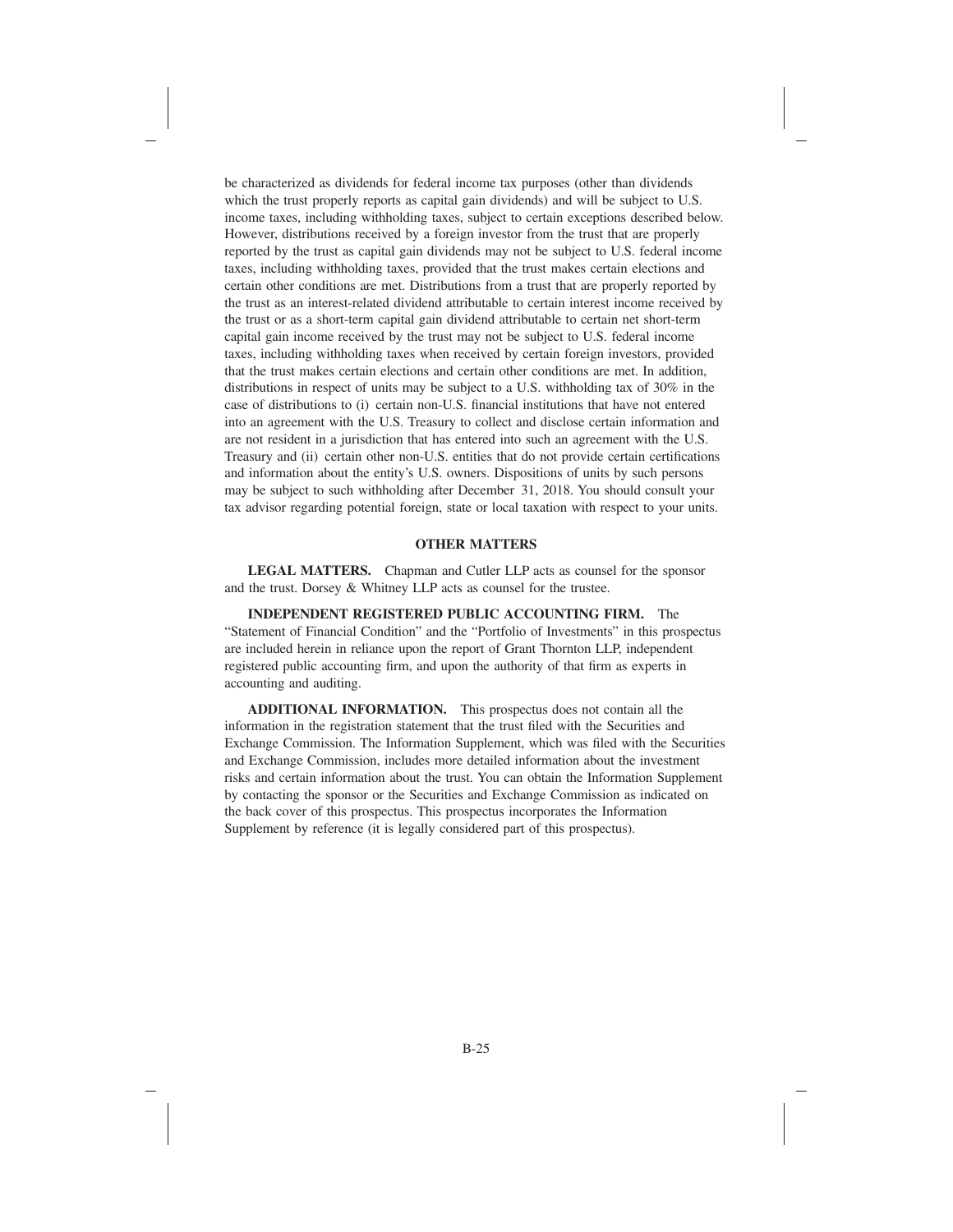be characterized as dividends for federal income tax purposes (other than dividends which the trust properly reports as capital gain dividends) and will be subject to U.S. income taxes, including withholding taxes, subject to certain exceptions described below. However, distributions received by a foreign investor from the trust that are properly reported by the trust as capital gain dividends may not be subject to U.S. federal income taxes, including withholding taxes, provided that the trust makes certain elections and certain other conditions are met. Distributions from a trust that are properly reported by the trust as an interest-related dividend attributable to certain interest income received by the trust or as a short-term capital gain dividend attributable to certain net short-term capital gain income received by the trust may not be subject to U.S. federal income taxes, including withholding taxes when received by certain foreign investors, provided that the trust makes certain elections and certain other conditions are met. In addition, distributions in respect of units may be subject to a U.S. withholding tax of 30% in the case of distributions to (i) certain non-U.S. financial institutions that have not entered into an agreement with the U.S. Treasury to collect and disclose certain information and are not resident in a jurisdiction that has entered into such an agreement with the U.S. Treasury and (ii) certain other non-U.S. entities that do not provide certain certifications and information about the entity's U.S. owners. Dispositions of units by such persons may be subject to such withholding after December 31, 2018. You should consult your tax advisor regarding potential foreign, state or local taxation with respect to your units.

## OTHER MATTERS

**LEGAL MATTERS.** Chapman and Cutler LLP acts as counsel for the sponsor and the trust. Dorsey & Whitney LLP acts as counsel for the trustee.

**INDEPENDENT REGISTERED PUBLIC ACCOUNTING FIRM.** The "Statement of Financial Condition" and the "Portfolio of Investments" in this prospectus are included herein in reliance upon the report of Grant Thornton LLP, independent registered public accounting firm, and upon the authority of that firm as experts in accounting and auditing.

**ADDITIONAL INFORMATION.** This prospectus does not contain all the information in the registration statement that the trust filed with the Securities and Exchange Commission. The Information Supplement, which was filed with the Securities and Exchange Commission, includes more detailed information about the investment risks and certain information about the trust. You can obtain the Information Supplement by contacting the sponsor or the Securities and Exchange Commission as indicated on the back cover of this prospectus. This prospectus incorporates the Information Supplement by reference (it is legally considered part of this prospectus).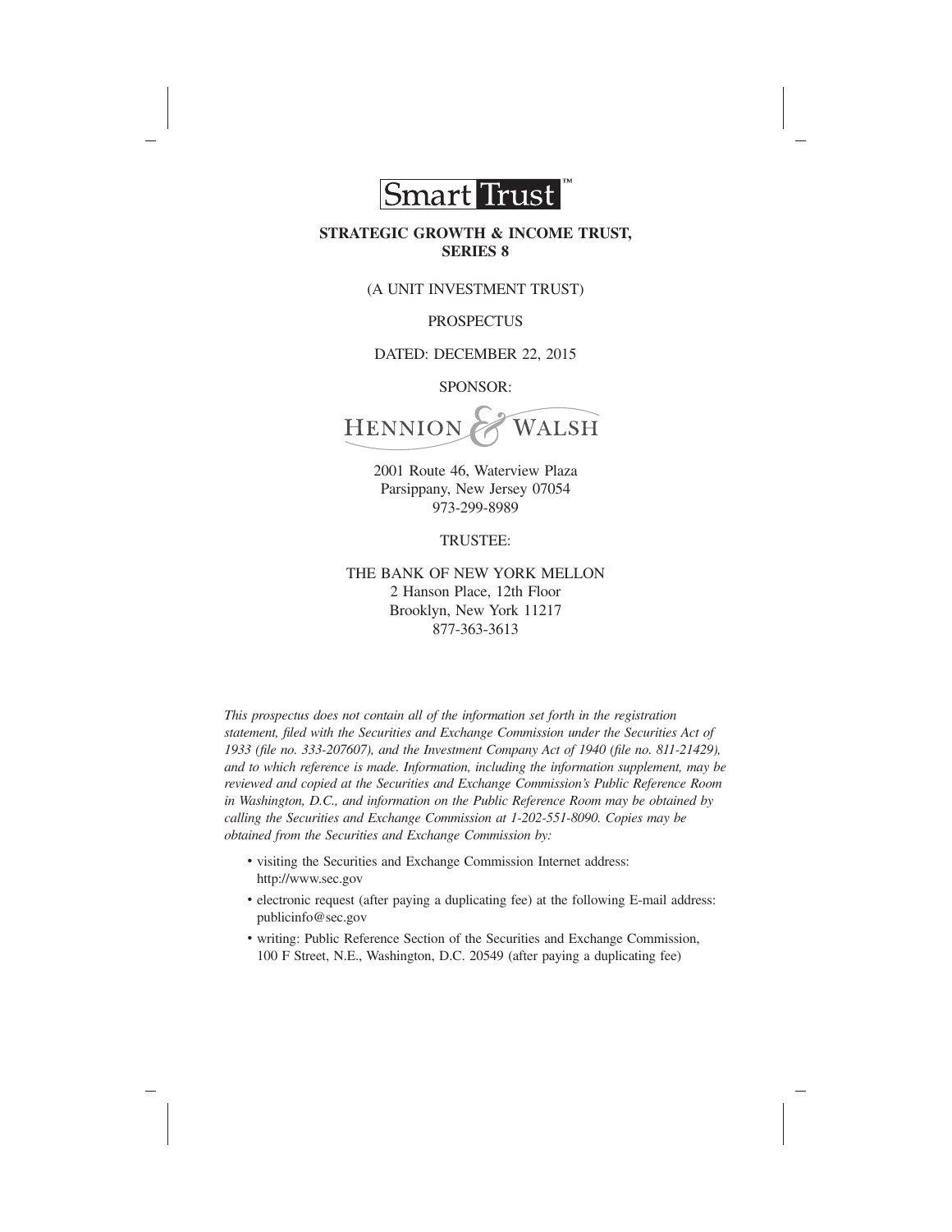Smart Trust™

**STRATEGIC GROWTH & INCOME TRUST, SERIES 8**

(A UNIT INVESTMENT TRUST)

PROSPECTUS

DATED: DECEMBER 22, 2015

SPONSOR:

HENNION & WALSH

2001 Route 46, Waterview Plaza
Parsippany, New Jersey 07054
973-299-8989

TRUSTEE:

THE BANK OF NEW YORK MELLON
2 Hanson Place, 12th Floor
Brooklyn, New York 11217
877-363-3613

*This prospectus does not contain all of the information set forth in the registration statement, filed with the Securities and Exchange Commission under the Securities Act of 1933 (file no. 333-207607), and the Investment Company Act of 1940 (file no. 811-21429), and to which reference is made. Information, including the information supplement, may be reviewed and copied at the Securities and Exchange Commission's Public Reference Room in Washington, D.C., and information on the Public Reference Room may be obtained by calling the Securities and Exchange Commission at 1-202-551-8090. Copies may be obtained from the Securities and Exchange Commission by:*

- visiting the Securities and Exchange Commission Internet address: http://www.sec.gov
- electronic request (after paying a duplicating fee) at the following E-mail address: publicinfo@sec.gov
- writing: Public Reference Section of the Securities and Exchange Commission, 100 F Street, N.E., Washington, D.C. 20549 (after paying a duplicating fee)